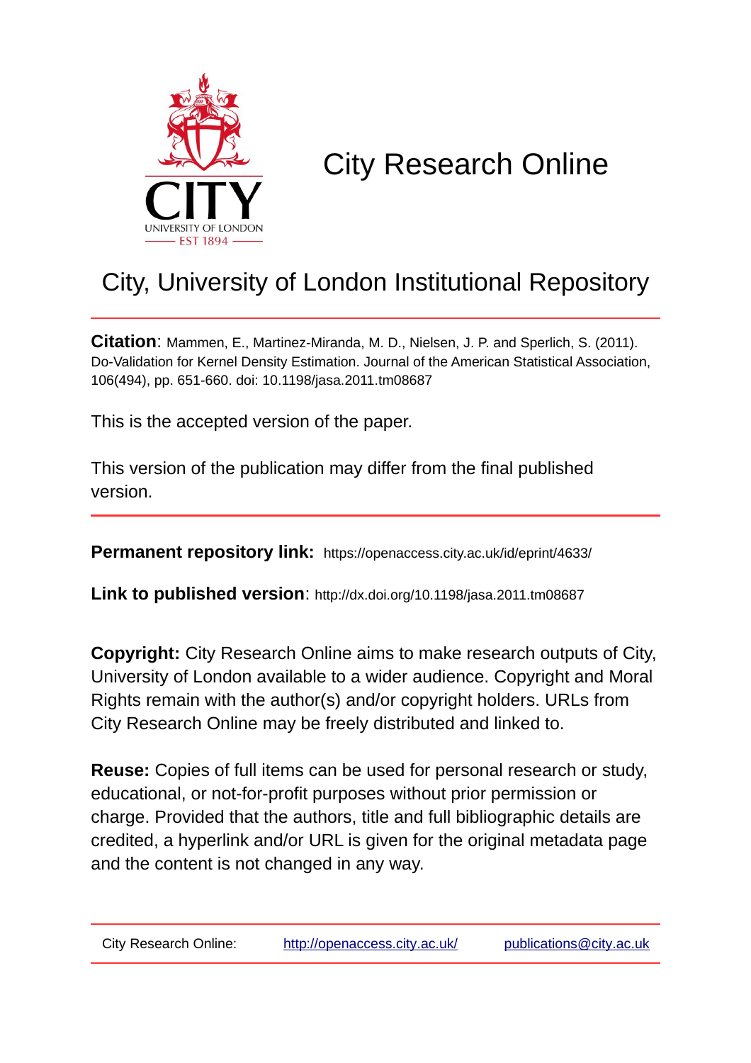# City Research Online

## City, University of London Institutional Repository

**Citation**: Mammen, E., Martinez-Miranda, M. D., Nielsen, J. P. and Sperlich, S. (2011). Do-Validation for Kernel Density Estimation. Journal of the American Statistical Association, 106(494), pp. 651-660. doi: 10.1198/jasa.2011.tm08687

This is the accepted version of the paper.

This version of the publication may differ from the final published version.

**Permanent repository link:** https://openaccess.city.ac.uk/id/eprint/4633/

**Link to published version**: http://dx.doi.org/10.1198/jasa.2011.tm08687

**Copyright:** City Research Online aims to make research outputs of City, University of London available to a wider audience. Copyright and Moral Rights remain with the author(s) and/or copyright holders. URLs from City Research Online may be freely distributed and linked to.

**Reuse:** Copies of full items can be used for personal research or study, educational, or not-for-profit purposes without prior permission or charge. Provided that the authors, title and full bibliographic details are credited, a hyperlink and/or URL is given for the original metadata page and the content is not changed in any way.

City Research Online: http://openaccess.city.ac.uk/ publications@city.ac.uk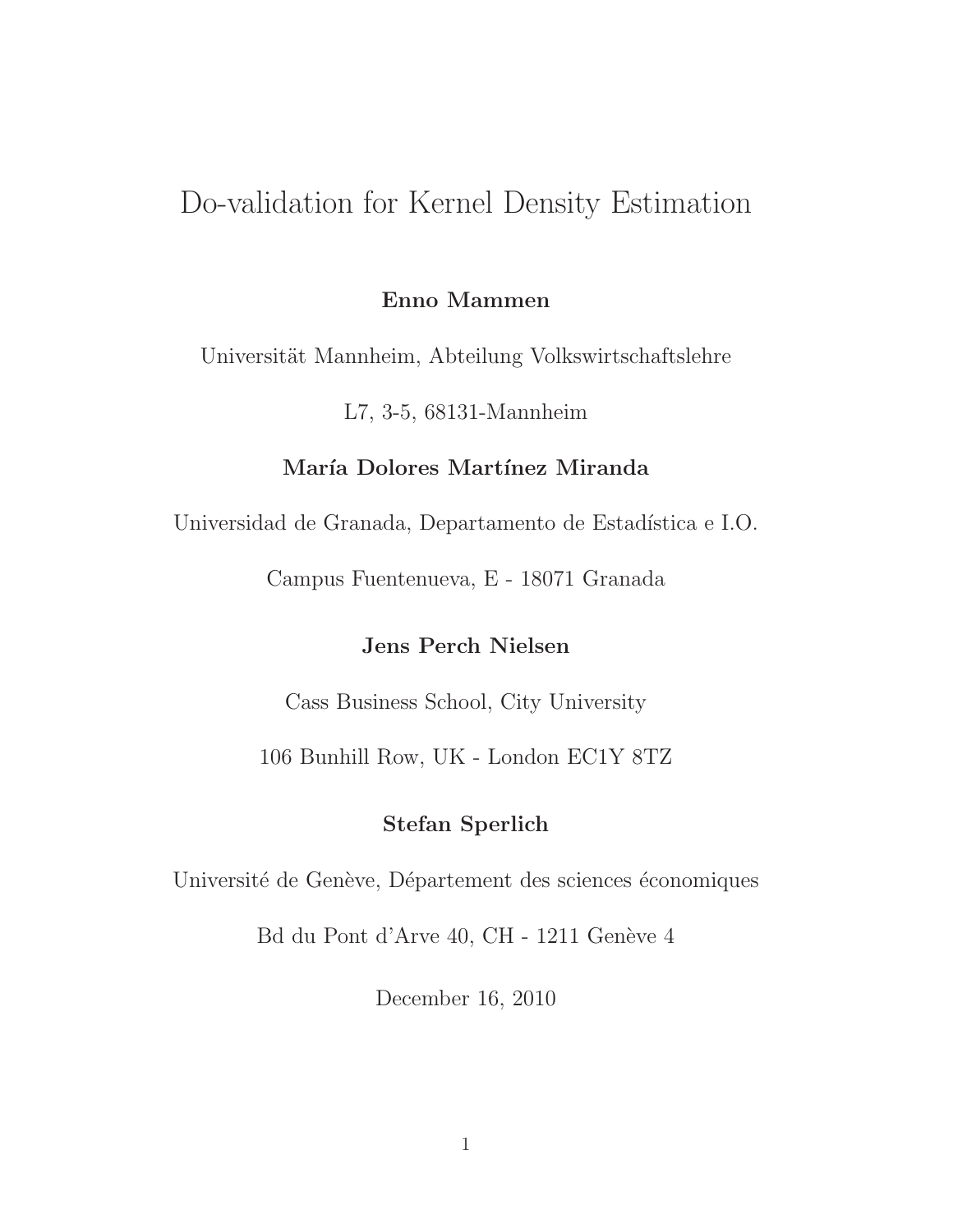# Do-validation for Kernel Density Estimation

**Enno Mammen**

Universität Mannheim, Abteilung Volkswirtschaftslehre

L7, 3-5, 68131-Mannheim

**María Dolores Martínez Miranda**

Universidad de Granada, Departamento de Estadística e I.O.

Campus Fuentenueva, E - 18071 Granada

**Jens Perch Nielsen**

Cass Business School, City University

106 Bunhill Row, UK - London EC1Y 8TZ

**Stefan Sperlich**

Université de Genève, Département des sciences économiques

Bd du Pont d'Arve 40, CH - 1211 Genève 4

December 16, 2010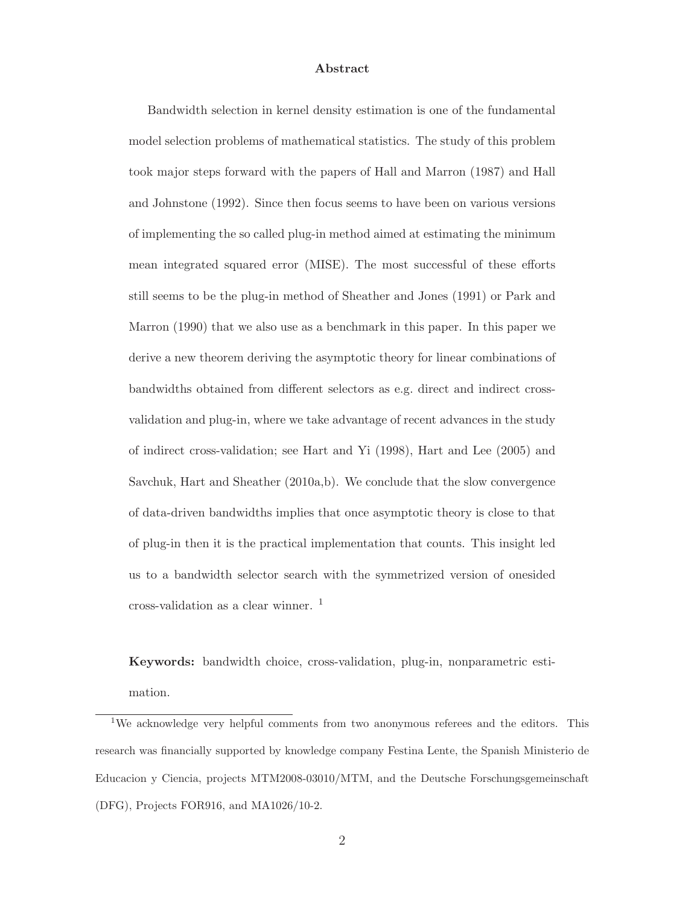## Abstract

Bandwidth selection in kernel density estimation is one of the fundamental model selection problems of mathematical statistics. The study of this problem took major steps forward with the papers of Hall and Marron (1987) and Hall and Johnstone (1992). Since then focus seems to have been on various versions of implementing the so called plug-in method aimed at estimating the minimum mean integrated squared error (MISE). The most successful of these efforts still seems to be the plug-in method of Sheather and Jones (1991) or Park and Marron (1990) that we also use as a benchmark in this paper. In this paper we derive a new theorem deriving the asymptotic theory for linear combinations of bandwidths obtained from different selectors as e.g. direct and indirect cross-validation and plug-in, where we take advantage of recent advances in the study of indirect cross-validation; see Hart and Yi (1998), Hart and Lee (2005) and Savchuk, Hart and Sheather (2010a,b). We conclude that the slow convergence of data-driven bandwidths implies that once asymptotic theory is close to that of plug-in then it is the practical implementation that counts. This insight led us to a bandwidth selector search with the symmetrized version of onesided cross-validation as a clear winner. [1]

**Keywords:** bandwidth choice, cross-validation, plug-in, nonparametric estimation.

[1]We acknowledge very helpful comments from two anonymous referees and the editors. This research was financially supported by knowledge company Festina Lente, the Spanish Ministerio de Educacion y Ciencia, projects MTM2008-03010/MTM, and the Deutsche Forschungsgemeinschaft (DFG), Projects FOR916, and MA1026/10-2.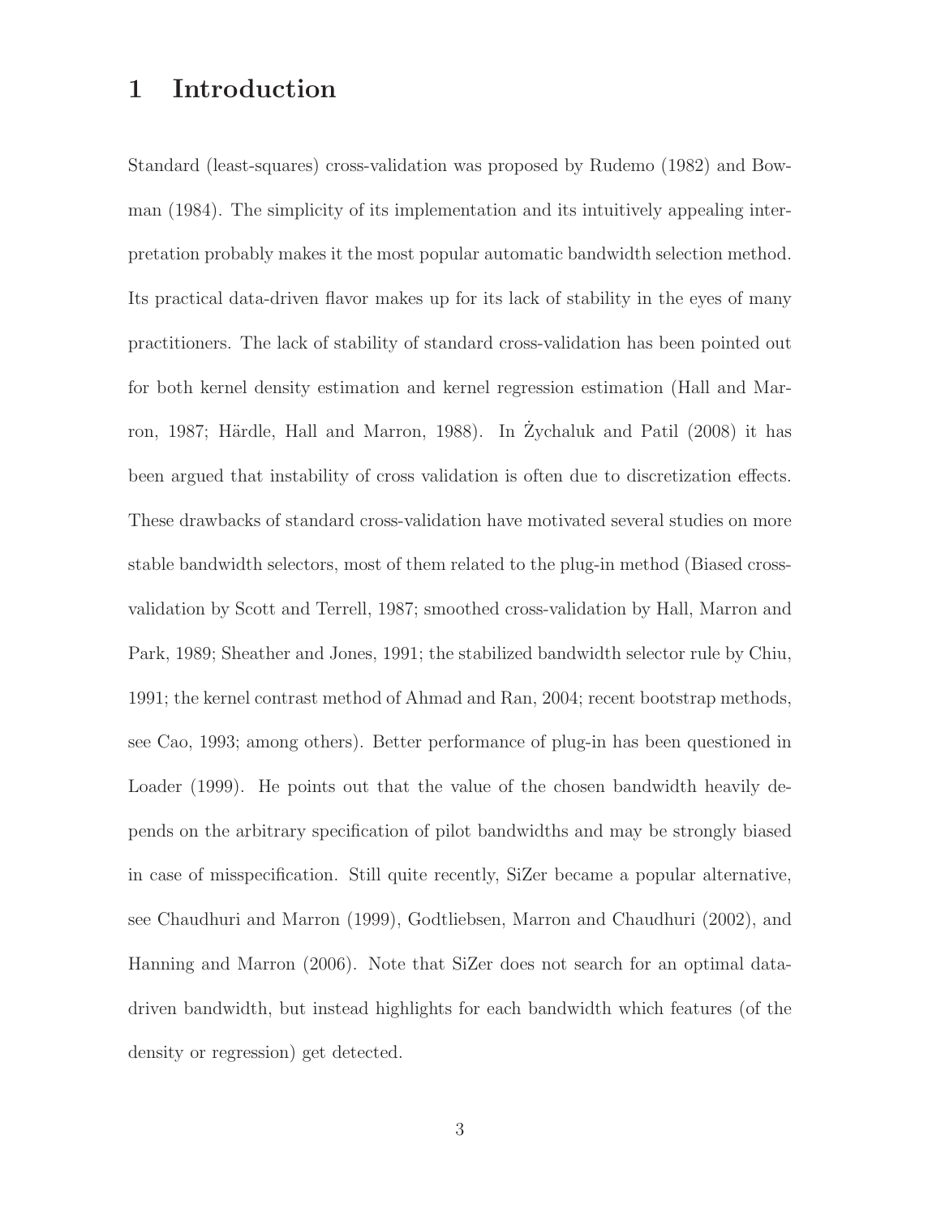# 1 Introduction

Standard (least-squares) cross-validation was proposed by Rudemo (1982) and Bowman (1984). The simplicity of its implementation and its intuitively appealing interpretation probably makes it the most popular automatic bandwidth selection method. Its practical data-driven flavor makes up for its lack of stability in the eyes of many practitioners. The lack of stability of standard cross-validation has been pointed out for both kernel density estimation and kernel regression estimation (Hall and Marron, 1987; Härdle, Hall and Marron, 1988). In Żychaluk and Patil (2008) it has been argued that instability of cross validation is often due to discretization effects. These drawbacks of standard cross-validation have motivated several studies on more stable bandwidth selectors, most of them related to the plug-in method (Biased cross-validation by Scott and Terrell, 1987; smoothed cross-validation by Hall, Marron and Park, 1989; Sheather and Jones, 1991; the stabilized bandwidth selector rule by Chiu, 1991; the kernel contrast method of Ahmad and Ran, 2004; recent bootstrap methods, see Cao, 1993; among others). Better performance of plug-in has been questioned in Loader (1999). He points out that the value of the chosen bandwidth heavily depends on the arbitrary specification of pilot bandwidths and may be strongly biased in case of misspecification. Still quite recently, SiZer became a popular alternative, see Chaudhuri and Marron (1999), Godtliebsen, Marron and Chaudhuri (2002), and Hanning and Marron (2006). Note that SiZer does not search for an optimal data-driven bandwidth, but instead highlights for each bandwidth which features (of the density or regression) get detected.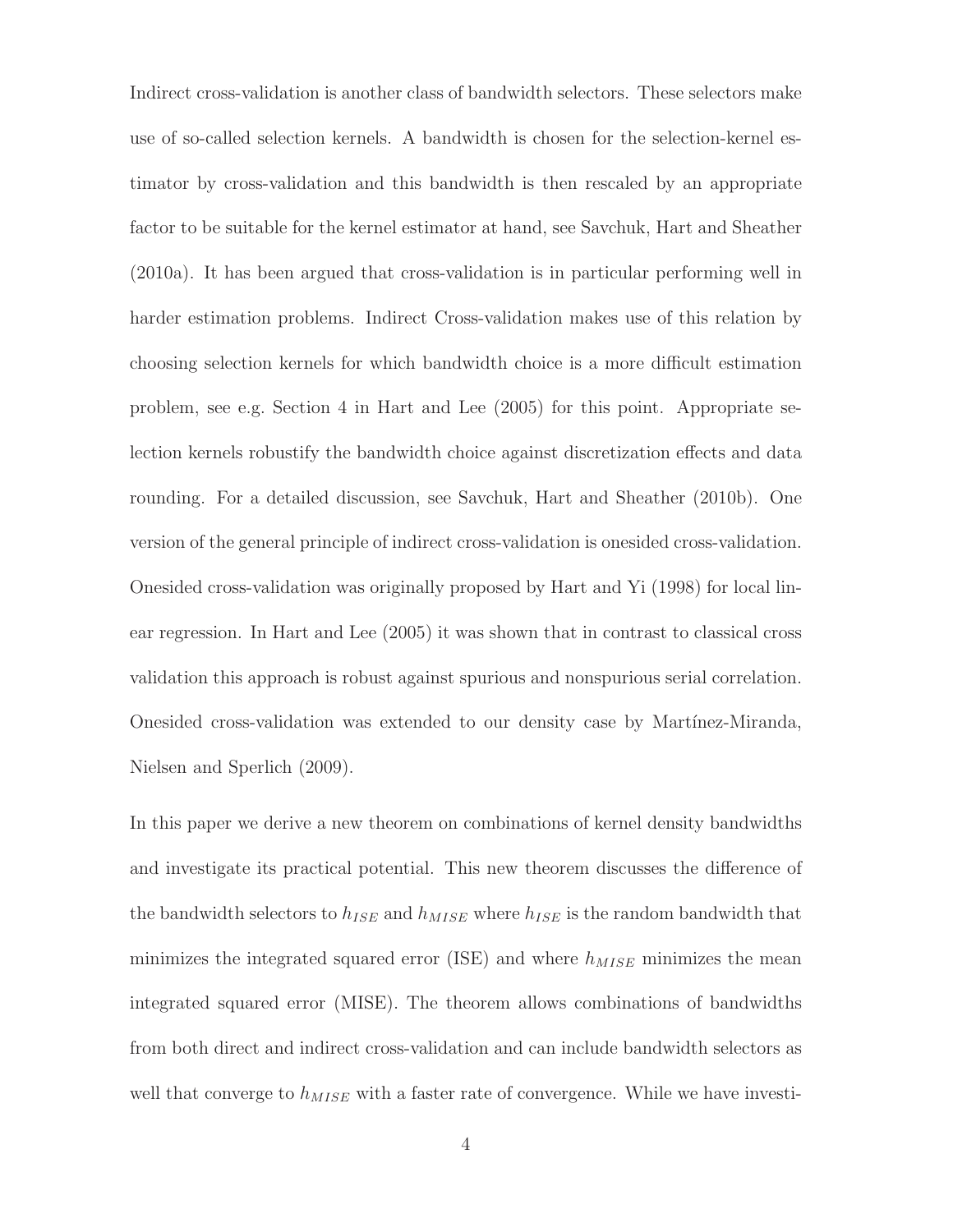Indirect cross-validation is another class of bandwidth selectors. These selectors make use of so-called selection kernels. A bandwidth is chosen for the selection-kernel estimator by cross-validation and this bandwidth is then rescaled by an appropriate factor to be suitable for the kernel estimator at hand, see Savchuk, Hart and Sheather (2010a). It has been argued that cross-validation is in particular performing well in harder estimation problems. Indirect Cross-validation makes use of this relation by choosing selection kernels for which bandwidth choice is a more difficult estimation problem, see e.g. Section 4 in Hart and Lee (2005) for this point. Appropriate selection kernels robustify the bandwidth choice against discretization effects and data rounding. For a detailed discussion, see Savchuk, Hart and Sheather (2010b). One version of the general principle of indirect cross-validation is onesided cross-validation. Onesided cross-validation was originally proposed by Hart and Yi (1998) for local linear regression. In Hart and Lee (2005) it was shown that in contrast to classical cross validation this approach is robust against spurious and nonspurious serial correlation. Onesided cross-validation was extended to our density case by Martínez-Miranda, Nielsen and Sperlich (2009).

In this paper we derive a new theorem on combinations of kernel density bandwidths and investigate its practical potential. This new theorem discusses the difference of the bandwidth selectors to $h_{ISE}$ and $h_{MISE}$ where $h_{ISE}$ is the random bandwidth that minimizes the integrated squared error (ISE) and where $h_{MISE}$ minimizes the mean integrated squared error (MISE). The theorem allows combinations of bandwidths from both direct and indirect cross-validation and can include bandwidth selectors as well that converge to $h_{MISE}$ with a faster rate of convergence. While we have investi-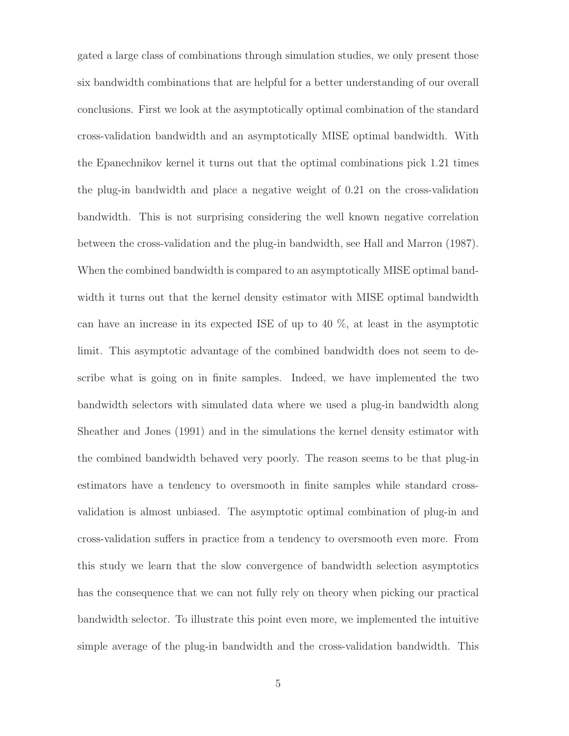gated a large class of combinations through simulation studies, we only present those six bandwidth combinations that are helpful for a better understanding of our overall conclusions. First we look at the asymptotically optimal combination of the standard cross-validation bandwidth and an asymptotically MISE optimal bandwidth. With the Epanechnikov kernel it turns out that the optimal combinations pick 1.21 times the plug-in bandwidth and place a negative weight of 0.21 on the cross-validation bandwidth. This is not surprising considering the well known negative correlation between the cross-validation and the plug-in bandwidth, see Hall and Marron (1987). When the combined bandwidth is compared to an asymptotically MISE optimal bandwidth it turns out that the kernel density estimator with MISE optimal bandwidth can have an increase in its expected ISE of up to 40 %, at least in the asymptotic limit. This asymptotic advantage of the combined bandwidth does not seem to describe what is going on in finite samples. Indeed, we have implemented the two bandwidth selectors with simulated data where we used a plug-in bandwidth along Sheather and Jones (1991) and in the simulations the kernel density estimator with the combined bandwidth behaved very poorly. The reason seems to be that plug-in estimators have a tendency to oversmooth in finite samples while standard cross-validation is almost unbiased. The asymptotic optimal combination of plug-in and cross-validation suffers in practice from a tendency to oversmooth even more. From this study we learn that the slow convergence of bandwidth selection asymptotics has the consequence that we can not fully rely on theory when picking our practical bandwidth selector. To illustrate this point even more, we implemented the intuitive simple average of the plug-in bandwidth and the cross-validation bandwidth. This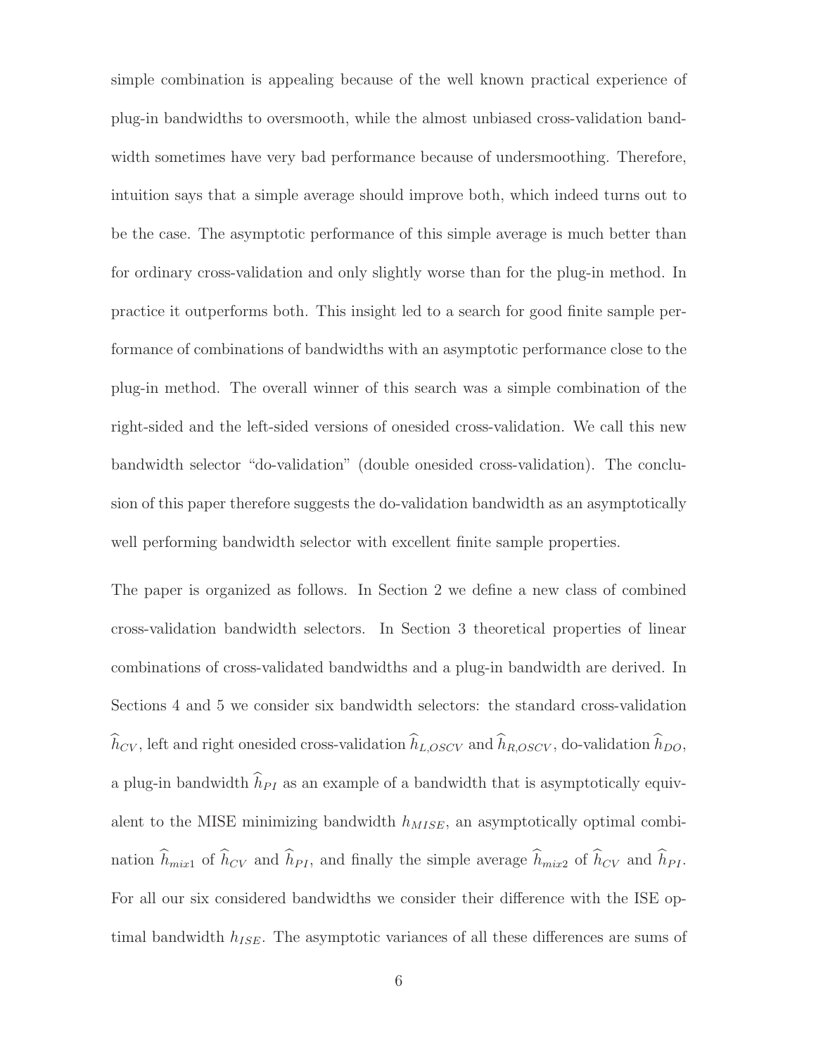simple combination is appealing because of the well known practical experience of plug-in bandwidths to oversmooth, while the almost unbiased cross-validation bandwidth sometimes have very bad performance because of undersmoothing. Therefore, intuition says that a simple average should improve both, which indeed turns out to be the case. The asymptotic performance of this simple average is much better than for ordinary cross-validation and only slightly worse than for the plug-in method. In practice it outperforms both. This insight led to a search for good finite sample performance of combinations of bandwidths with an asymptotic performance close to the plug-in method. The overall winner of this search was a simple combination of the right-sided and the left-sided versions of onesided cross-validation. We call this new bandwidth selector "do-validation" (double onesided cross-validation). The conclusion of this paper therefore suggests the do-validation bandwidth as an asymptotically well performing bandwidth selector with excellent finite sample properties.

The paper is organized as follows. In Section 2 we define a new class of combined cross-validation bandwidth selectors. In Section 3 theoretical properties of linear combinations of cross-validated bandwidths and a plug-in bandwidth are derived. In Sections 4 and 5 we consider six bandwidth selectors: the standard cross-validation $\widehat{h}_{CV}$, left and right onesided cross-validation $\widehat{h}_{L,OSCV}$ and $\widehat{h}_{R,OSCV}$, do-validation $\widehat{h}_{DO}$, a plug-in bandwidth $\widehat{h}_{PI}$ as an example of a bandwidth that is asymptotically equivalent to the MISE minimizing bandwidth $h_{MISE}$, an asymptotically optimal combination $\widehat{h}_{mix1}$ of $\widehat{h}_{CV}$ and $\widehat{h}_{PI}$, and finally the simple average $\widehat{h}_{mix2}$ of $\widehat{h}_{CV}$ and $\widehat{h}_{PI}$. For all our six considered bandwidths we consider their difference with the ISE optimal bandwidth $h_{ISE}$. The asymptotic variances of all these differences are sums of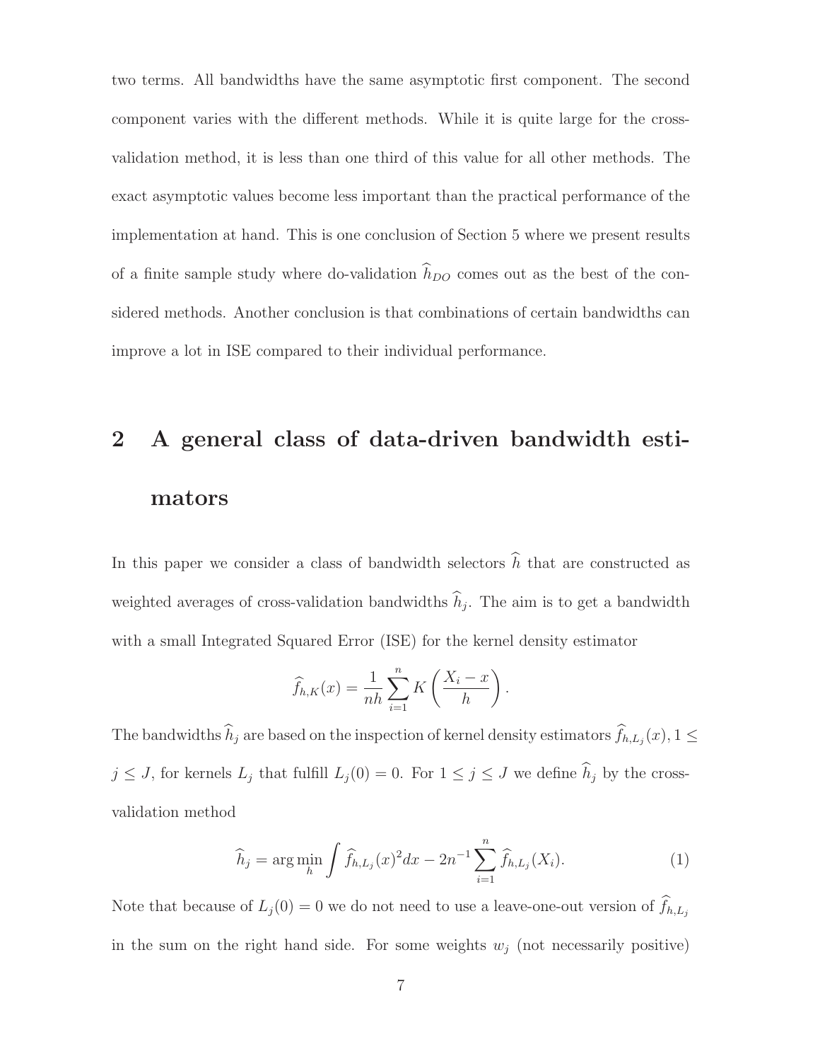two terms. All bandwidths have the same asymptotic first component. The second component varies with the different methods. While it is quite large for the cross-validation method, it is less than one third of this value for all other methods. The exact asymptotic values become less important than the practical performance of the implementation at hand. This is one conclusion of Section 5 where we present results of a finite sample study where do-validation $\widehat{h}_{DO}$ comes out as the best of the considered methods. Another conclusion is that combinations of certain bandwidths can improve a lot in ISE compared to their individual performance.

## 2 A general class of data-driven bandwidth estimators

In this paper we consider a class of bandwidth selectors $\widehat{h}$ that are constructed as weighted averages of cross-validation bandwidths $\widehat{h}_j$. The aim is to get a bandwidth with a small Integrated Squared Error (ISE) for the kernel density estimator

$$\widehat{f}_{h,K}(x) = \frac{1}{nh} \sum_{i=1}^{n} K\left(\frac{X_i - x}{h}\right).$$

The bandwidths $\widehat{h}_j$ are based on the inspection of kernel density estimators $\widehat{f}_{h,L_j}(x), 1 \leq j \leq J$, for kernels $L_j$ that fulfill $L_j(0) = 0$. For $1 \leq j \leq J$ we define $\widehat{h}_j$ by the cross-validation method

$$\widehat{h}_j = \arg\min_h \int \widehat{f}_{h,L_j}(x)^2 dx - 2n^{-1} \sum_{i=1}^{n} \widehat{f}_{h,L_j}(X_i). \tag{1}$$

Note that because of $L_j(0) = 0$ we do not need to use a leave-one-out version of $\widehat{f}_{h,L_j}$ in the sum on the right hand side. For some weights $w_j$ (not necessarily positive)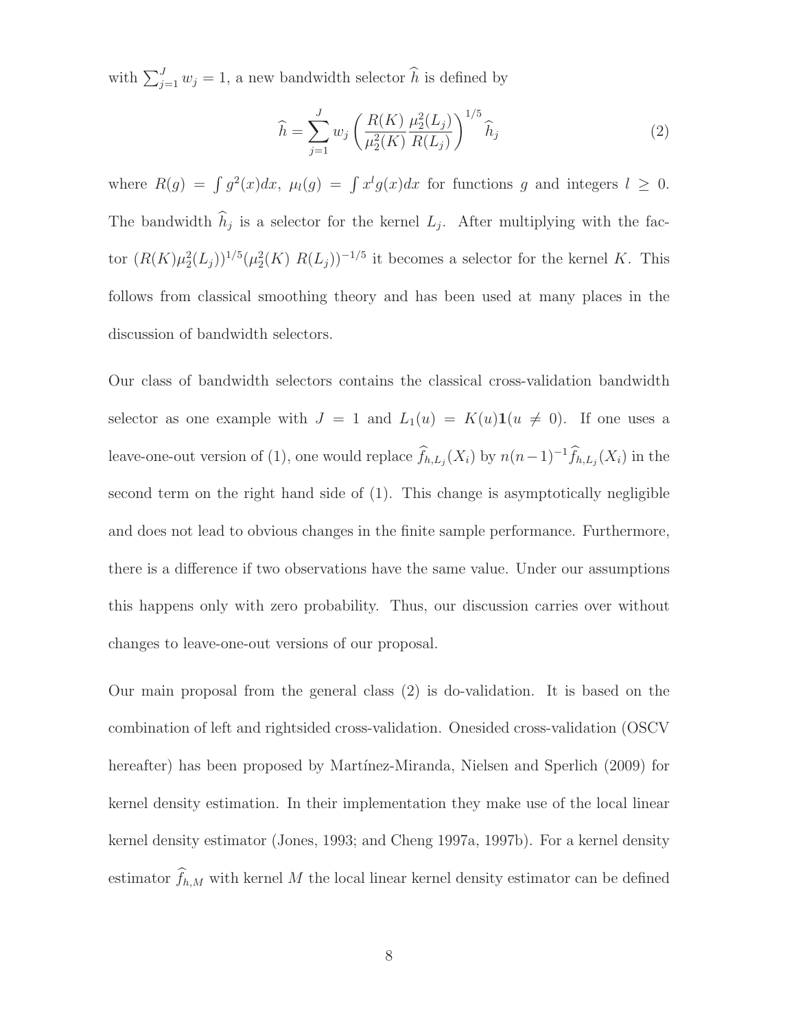with $\sum_{j=1}^J w_j = 1$, a new bandwidth selector $\widehat{h}$ is defined by

$$\widehat{h} = \sum_{j=1}^{J} w_j \left( \frac{R(K)}{\mu_2^2(K)} \frac{\mu_2^2(L_j)}{R(L_j)} \right)^{1/5} \widehat{h}_j \tag{2}$$

where $R(g) = \int g^2(x)dx$, $\mu_l(g) = \int x^l g(x)dx$ for functions $g$ and integers $l \geq 0$. The bandwidth $\widehat{h}_j$ is a selector for the kernel $L_j$. After multiplying with the factor $(R(K)\mu_2^2(L_j))^{1/5}(\mu_2^2(K)\ R(L_j))^{-1/5}$ it becomes a selector for the kernel $K$. This follows from classical smoothing theory and has been used at many places in the discussion of bandwidth selectors.

Our class of bandwidth selectors contains the classical cross-validation bandwidth selector as one example with $J = 1$ and $L_1(u) = K(u)\mathbf{1}(u \neq 0)$. If one uses a leave-one-out version of (1), one would replace $\widehat{f}_{h,L_j}(X_i)$ by $n(n-1)^{-1}\widehat{f}_{h,L_j}(X_i)$ in the second term on the right hand side of (1). This change is asymptotically negligible and does not lead to obvious changes in the finite sample performance. Furthermore, there is a difference if two observations have the same value. Under our assumptions this happens only with zero probability. Thus, our discussion carries over without changes to leave-one-out versions of our proposal.

Our main proposal from the general class (2) is do-validation. It is based on the combination of left and rightsided cross-validation. Onesided cross-validation (OSCV hereafter) has been proposed by Martínez-Miranda, Nielsen and Sperlich (2009) for kernel density estimation. In their implementation they make use of the local linear kernel density estimator (Jones, 1993; and Cheng 1997a, 1997b). For a kernel density estimator $\widehat{f}_{h,M}$ with kernel $M$ the local linear kernel density estimator can be defined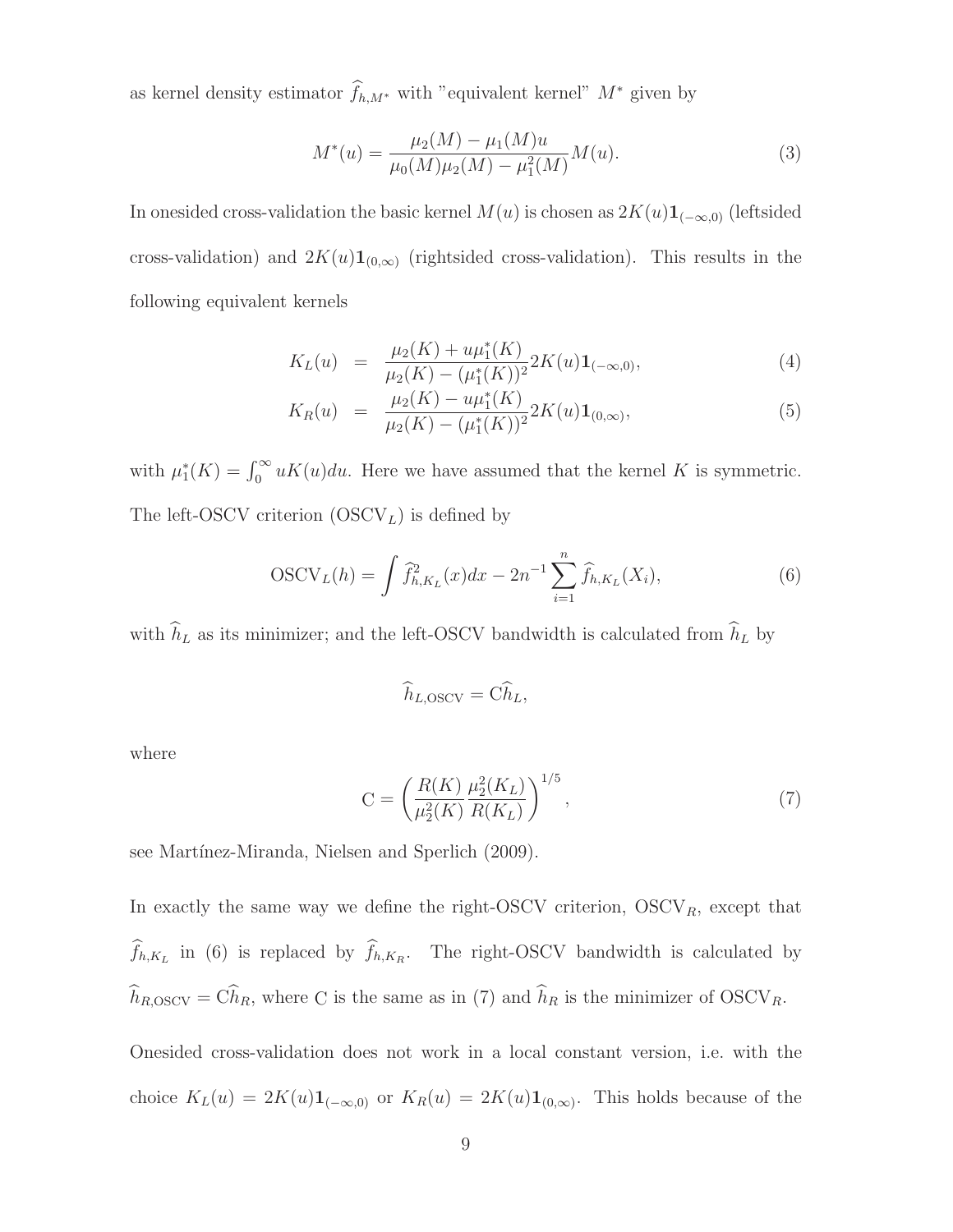as kernel density estimator $\widehat{f}_{h,M^*}$ with "equivalent kernel" $M^*$ given by

$$M^*(u) = \frac{\mu_2(M) - \mu_1(M)u}{\mu_0(M)\mu_2(M) - \mu_1^2(M)} M(u). \tag{3}$$

In onesided cross-validation the basic kernel $M(u)$ is chosen as $2K(u)\mathbf{1}_{(-\infty,0)}$ (leftsided cross-validation) and $2K(u)\mathbf{1}_{(0,\infty)}$ (rightsided cross-validation). This results in the following equivalent kernels

$$K_L(u) = \frac{\mu_2(K) + u\mu_1^*(K)}{\mu_2(K) - (\mu_1^*(K))^2} 2K(u)\mathbf{1}_{(-\infty,0)}, \tag{4}$$

$$K_R(u) = \frac{\mu_2(K) - u\mu_1^*(K)}{\mu_2(K) - (\mu_1^*(K))^2} 2K(u)\mathbf{1}_{(0,\infty)}, \tag{5}$$

with $\mu_1^*(K) = \int_0^\infty uK(u)du$. Here we have assumed that the kernel $K$ is symmetric. The left-OSCV criterion ($\text{OSCV}_L$) is defined by

$$\text{OSCV}_L(h) = \int \widehat{f}^2_{h,K_L}(x)dx - 2n^{-1}\sum_{i=1}^n \widehat{f}_{h,K_L}(X_i), \tag{6}$$

with $\widehat{h}_L$ as its minimizer; and the left-OSCV bandwidth is calculated from $\widehat{h}_L$ by

$$\widehat{h}_{L,\text{OSCV}} = \text{C}\widehat{h}_L,$$

where

$$\text{C} = \left(\frac{R(K)}{\mu_2^2(K)} \frac{\mu_2^2(K_L)}{R(K_L)}\right)^{1/5}, \tag{7}$$

see Martínez-Miranda, Nielsen and Sperlich (2009).

In exactly the same way we define the right-OSCV criterion, $\text{OSCV}_R$, except that $\widehat{f}_{h,K_L}$ in (6) is replaced by $\widehat{f}_{h,K_R}$. The right-OSCV bandwidth is calculated by $\widehat{h}_{R,\text{OSCV}} = \text{C}\widehat{h}_R$, where C is the same as in (7) and $\widehat{h}_R$ is the minimizer of $\text{OSCV}_R$.

Onesided cross-validation does not work in a local constant version, i.e. with the choice $K_L(u) = 2K(u)\mathbf{1}_{(-\infty,0)}$ or $K_R(u) = 2K(u)\mathbf{1}_{(0,\infty)}$. This holds because of the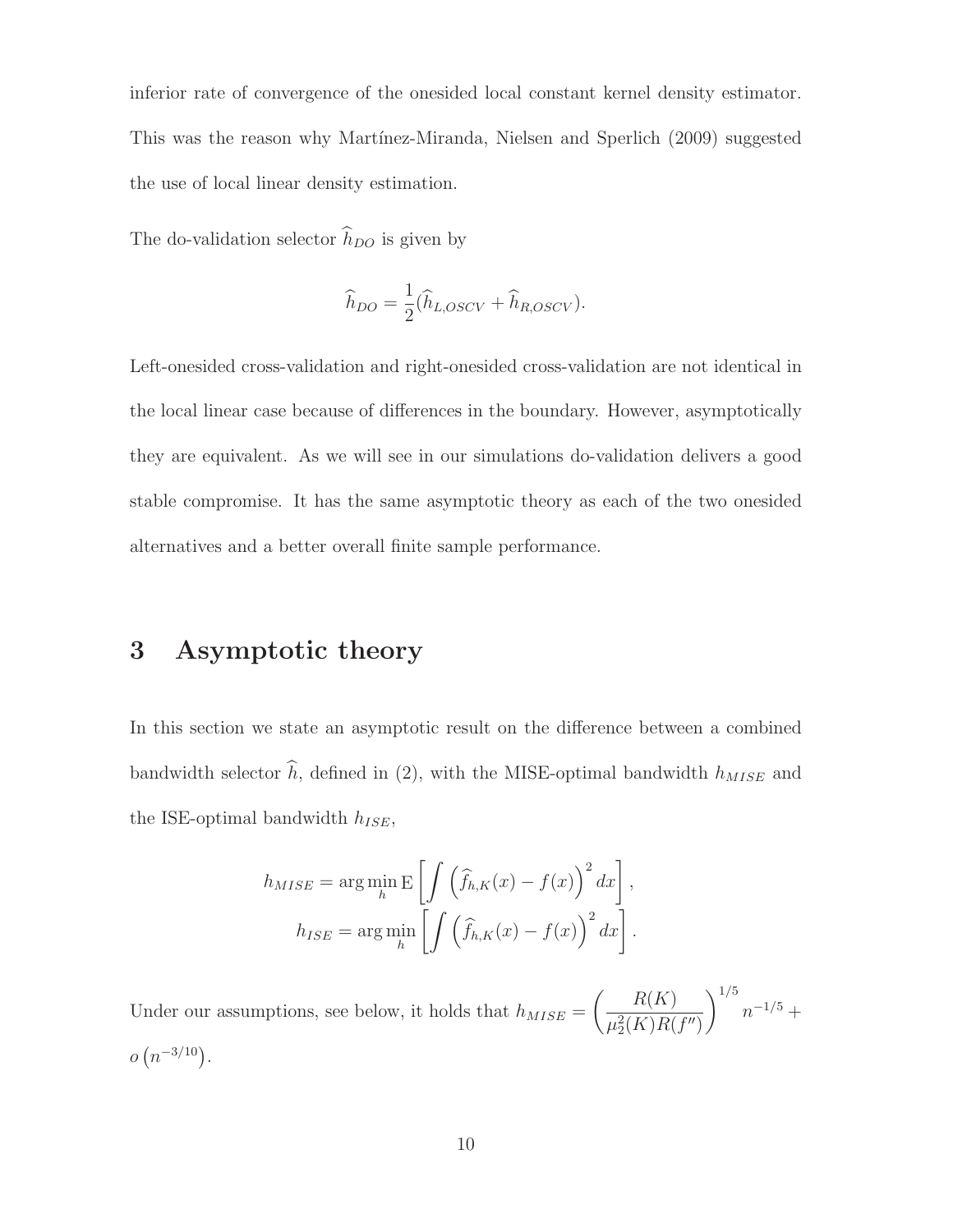inferior rate of convergence of the onesided local constant kernel density estimator. This was the reason why Martínez-Miranda, Nielsen and Sperlich (2009) suggested the use of local linear density estimation.

The do-validation selector $\widehat{h}_{DO}$ is given by

$$\widehat{h}_{DO} = \frac{1}{2}(\widehat{h}_{L,OSCV} + \widehat{h}_{R,OSCV}).$$

Left-onesided cross-validation and right-onesided cross-validation are not identical in the local linear case because of differences in the boundary. However, asymptotically they are equivalent. As we will see in our simulations do-validation delivers a good stable compromise. It has the same asymptotic theory as each of the two onesided alternatives and a better overall finite sample performance.

# 3 Asymptotic theory

In this section we state an asymptotic result on the difference between a combined bandwidth selector $\widehat{h}$, defined in (2), with the MISE-optimal bandwidth $h_{MISE}$ and the ISE-optimal bandwidth $h_{ISE}$,

$$h_{MISE} = \arg\min_h \mathrm{E}\left[\int \left(\widehat{f}_{h,K}(x) - f(x)\right)^2 dx\right],$$
$$h_{ISE} = \arg\min_h \left[\int \left(\widehat{f}_{h,K}(x) - f(x)\right)^2 dx\right].$$

Under our assumptions, see below, it holds that $h_{MISE} = \left(\frac{R(K)}{\mu_2^2(K)R(f'')}\right)^{1/5} n^{-1/5} + o\left(n^{-3/10}\right)$.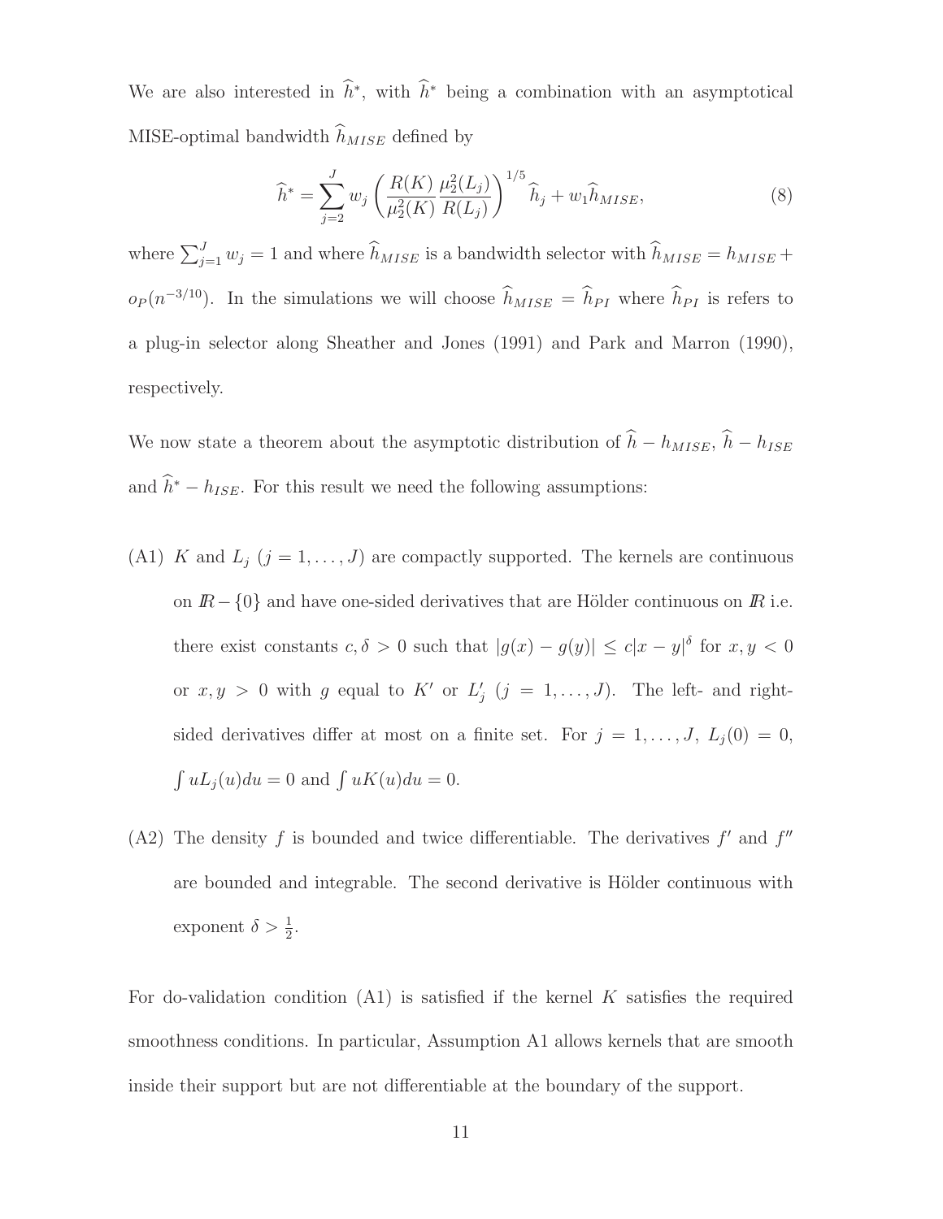We are also interested in $\widehat{h}^*$, with $\widehat{h}^*$ being a combination with an asymptotical MISE-optimal bandwidth $\widehat{h}_{MISE}$ defined by

$$\widehat{h}^* = \sum_{j=2}^{J} w_j \left( \frac{R(K)}{\mu_2^2(K)} \frac{\mu_2^2(L_j)}{R(L_j)} \right)^{1/5} \widehat{h}_j + w_1 \widehat{h}_{MISE}, \tag{8}$$

where $\sum_{j=1}^{J} w_j = 1$ and where $\widehat{h}_{MISE}$ is a bandwidth selector with $\widehat{h}_{MISE} = h_{MISE} + o_P(n^{-3/10})$. In the simulations we will choose $\widehat{h}_{MISE} = \widehat{h}_{PI}$ where $\widehat{h}_{PI}$ is refers to a plug-in selector along Sheather and Jones (1991) and Park and Marron (1990), respectively.

We now state a theorem about the asymptotic distribution of $\widehat{h} - h_{MISE}$, $\widehat{h} - h_{ISE}$ and $\widehat{h}^* - h_{ISE}$. For this result we need the following assumptions:

(A1) $K$ and $L_j$ $(j = 1, \ldots, J)$ are compactly supported. The kernels are continuous on $\mathbb{R} - \{0\}$ and have one-sided derivatives that are Hölder continuous on $\mathbb{R}$ i.e. there exist constants $c, \delta > 0$ such that $|g(x) - g(y)| \leq c|x - y|^{\delta}$ for $x, y < 0$ or $x, y > 0$ with $g$ equal to $K'$ or $L_j'$ $(j = 1, \ldots, J)$. The left- and right-sided derivatives differ at most on a finite set. For $j = 1, \ldots, J$, $L_j(0) = 0$, $\int uL_j(u)du = 0$ and $\int uK(u)du = 0$.

(A2) The density $f$ is bounded and twice differentiable. The derivatives $f'$ and $f''$ are bounded and integrable. The second derivative is Hölder continuous with exponent $\delta > \frac{1}{2}$.

For do-validation condition (A1) is satisfied if the kernel $K$ satisfies the required smoothness conditions. In particular, Assumption A1 allows kernels that are smooth inside their support but are not differentiable at the boundary of the support.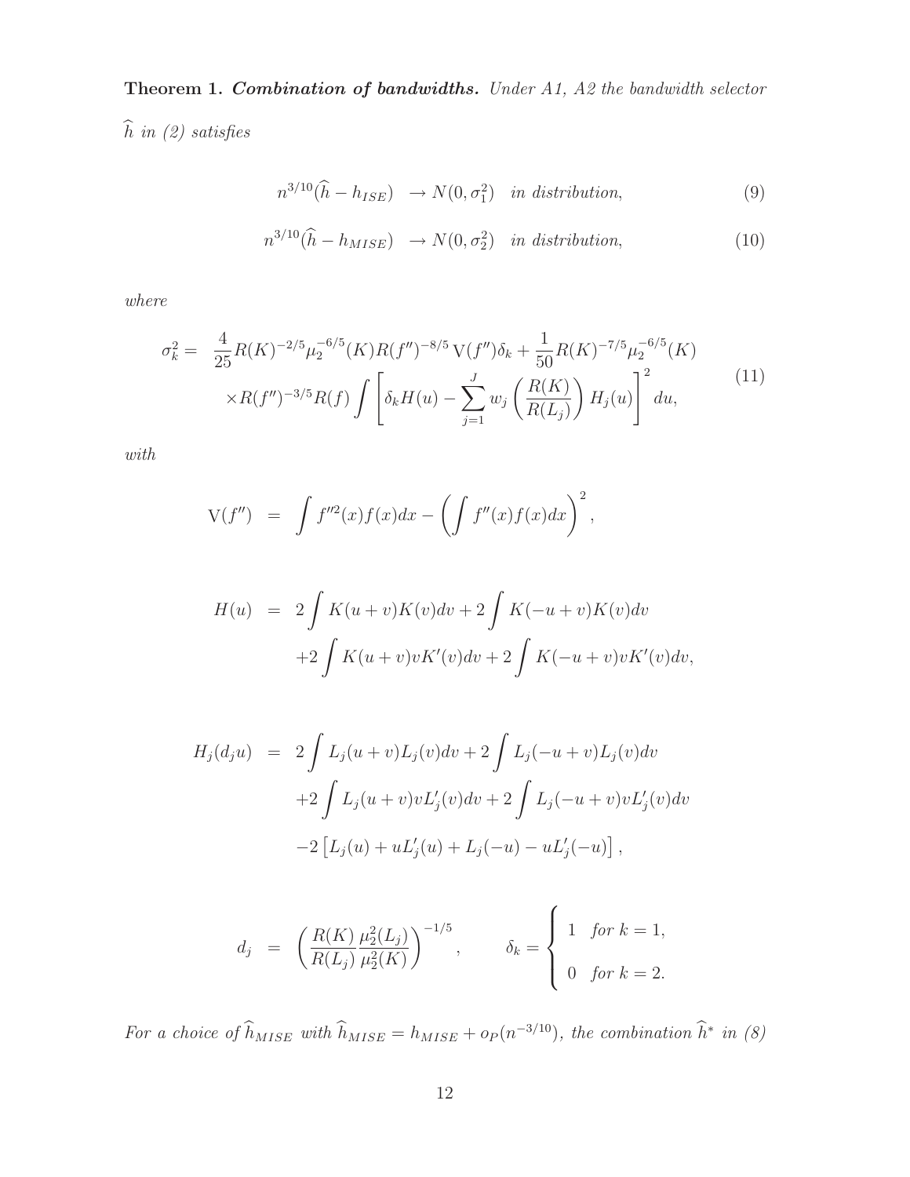**Theorem 1.** ***Combination of bandwidths.*** *Under A1, A2 the bandwidth selector $\widehat{h}$ in (2) satisfies*

$$
\begin{aligned}
n^{3/10}(\widehat{h} - h_{ISE}) &\rightarrow N(0, \sigma_1^2) \quad \textit{in distribution}, &(9)\\
n^{3/10}(\widehat{h} - h_{MISE}) &\rightarrow N(0, \sigma_2^2) \quad \textit{in distribution}, &(10)
\end{aligned}
$$

*where*

$$
\begin{aligned}
\sigma_k^2 = \; & \frac{4}{25} R(K)^{-2/5} \mu_2^{-6/5}(K) R(f'')^{-8/5} \, \mathrm{V}(f'') \delta_k + \frac{1}{50} R(K)^{-7/5} \mu_2^{-6/5}(K) \\
& \times R(f'')^{-3/5} R(f) \int \left[ \delta_k H(u) - \sum_{j=1}^{J} w_j \left( \frac{R(K)}{R(L_j)} \right) H_j(u) \right]^2 du,
\end{aligned} \tag{11}
$$

*with*

$$
\mathrm{V}(f'') = \int f''^2(x) f(x) dx - \left( \int f''(x) f(x) dx \right)^2,
$$

$$
\begin{aligned}
H(u) = \; & 2 \int K(u+v) K(v) dv + 2 \int K(-u+v) K(v) dv \\
& + 2 \int K(u+v) v K'(v) dv + 2 \int K(-u+v) v K'(v) dv,
\end{aligned}
$$

$$
\begin{aligned}
H_j(d_j u) = \; & 2 \int L_j(u+v) L_j(v) dv + 2 \int L_j(-u+v) L_j(v) dv \\
& + 2 \int L_j(u+v) v L_j'(v) dv + 2 \int L_j(-u+v) v L_j'(v) dv \\
& - 2 \left[ L_j(u) + u L_j'(u) + L_j(-u) - u L_j'(-u) \right],
\end{aligned}
$$

$$
d_j = \left( \frac{R(K)}{R(L_j)} \frac{\mu_2^2(L_j)}{\mu_2^2(K)} \right)^{-1/5}, \qquad \delta_k = \begin{cases} 1 & \textit{for } k = 1, \\ 0 & \textit{for } k = 2. \end{cases}
$$

*For a choice of $\widehat{h}_{MISE}$ with $\widehat{h}_{MISE} = h_{MISE} + o_P(n^{-3/10})$, the combination $\widehat{h}^*$ in (8)*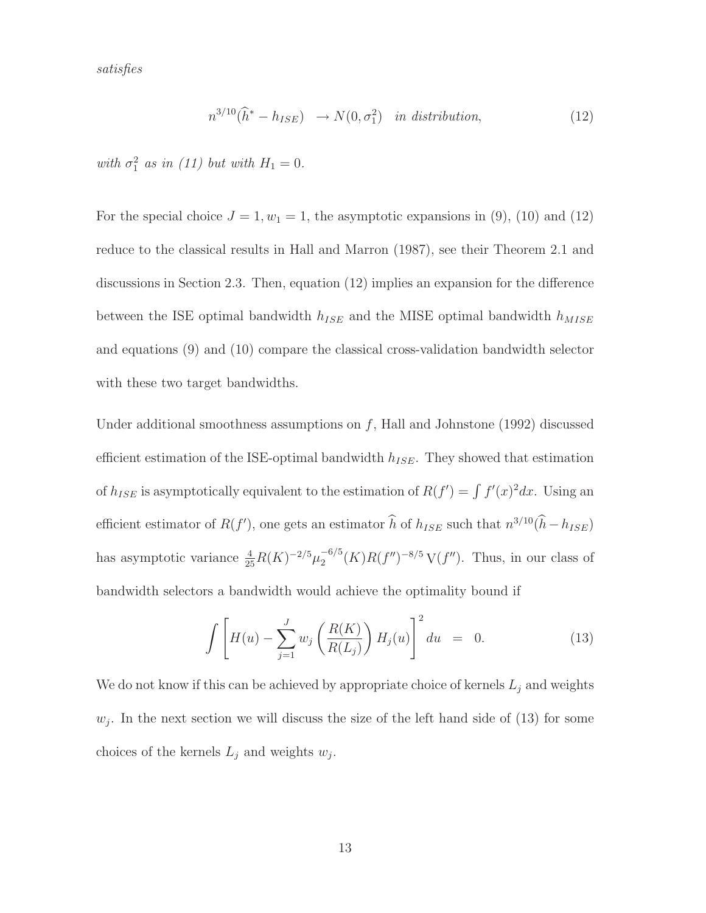*satisfies*

$$n^{3/10}(\widehat{h}^* - h_{ISE}) \quad \to N(0, \sigma_1^2) \quad \textit{in distribution}, \tag{12}$$

*with* $\sigma_1^2$ *as in (11) but with* $H_1 = 0$.

For the special choice $J = 1, w_1 = 1$, the asymptotic expansions in (9), (10) and (12) reduce to the classical results in Hall and Marron (1987), see their Theorem 2.1 and discussions in Section 2.3. Then, equation (12) implies an expansion for the difference between the ISE optimal bandwidth $h_{ISE}$ and the MISE optimal bandwidth $h_{MISE}$ and equations (9) and (10) compare the classical cross-validation bandwidth selector with these two target bandwidths.

Under additional smoothness assumptions on $f$, Hall and Johnstone (1992) discussed efficient estimation of the ISE-optimal bandwidth $h_{ISE}$. They showed that estimation of $h_{ISE}$ is asymptotically equivalent to the estimation of $R(f') = \int f'(x)^2 dx$. Using an efficient estimator of $R(f')$, one gets an estimator $\widehat{h}$ of $h_{ISE}$ such that $n^{3/10}(\widehat{h} - h_{ISE})$ has asymptotic variance $\frac{4}{25} R(K)^{-2/5} \mu_2^{-6/5}(K) R(f'')^{-8/5} \mathrm{V}(f'')$. Thus, in our class of bandwidth selectors a bandwidth would achieve the optimality bound if

$$\int \left[ H(u) - \sum_{j=1}^{J} w_j \left( \frac{R(K)}{R(L_j)} \right) H_j(u) \right]^2 du \quad = \quad 0. \tag{13}$$

We do not know if this can be achieved by appropriate choice of kernels $L_j$ and weights $w_j$. In the next section we will discuss the size of the left hand side of (13) for some choices of the kernels $L_j$ and weights $w_j$.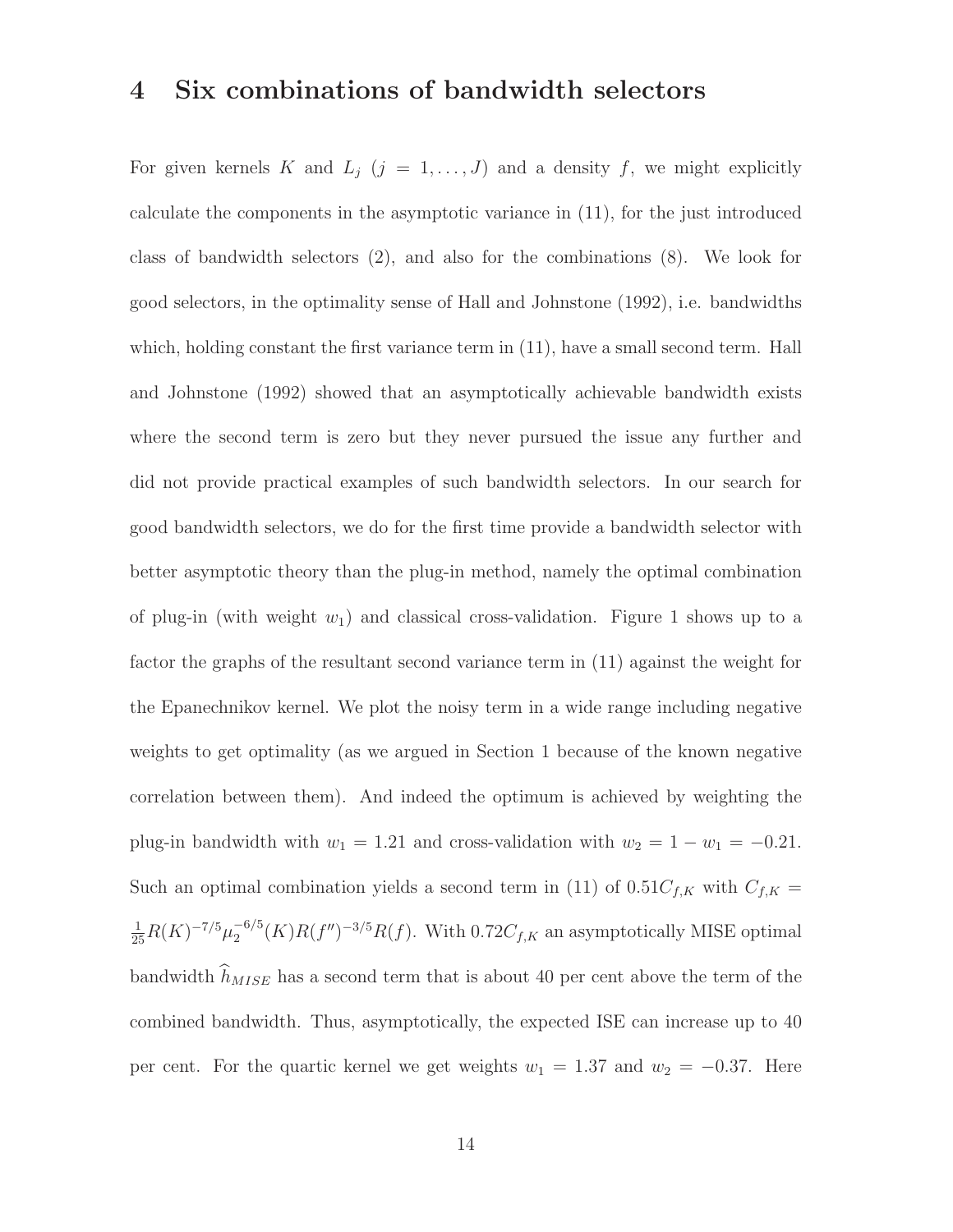# 4 Six combinations of bandwidth selectors

For given kernels $K$ and $L_j$ $(j = 1, \ldots, J)$ and a density $f$, we might explicitly calculate the components in the asymptotic variance in (11), for the just introduced class of bandwidth selectors (2), and also for the combinations (8). We look for good selectors, in the optimality sense of Hall and Johnstone (1992), i.e. bandwidths which, holding constant the first variance term in (11), have a small second term. Hall and Johnstone (1992) showed that an asymptotically achievable bandwidth exists where the second term is zero but they never pursued the issue any further and did not provide practical examples of such bandwidth selectors. In our search for good bandwidth selectors, we do for the first time provide a bandwidth selector with better asymptotic theory than the plug-in method, namely the optimal combination of plug-in (with weight $w_1$) and classical cross-validation. Figure 1 shows up to a factor the graphs of the resultant second variance term in (11) against the weight for the Epanechnikov kernel. We plot the noisy term in a wide range including negative weights to get optimality (as we argued in Section 1 because of the known negative correlation between them). And indeed the optimum is achieved by weighting the plug-in bandwidth with $w_1 = 1.21$ and cross-validation with $w_2 = 1 - w_1 = -0.21$. Such an optimal combination yields a second term in (11) of $0.51 C_{f,K}$ with $C_{f,K} = \frac{1}{25} R(K)^{-7/5} \mu_2^{-6/5}(K) R(f'')^{-3/5} R(f)$. With $0.72 C_{f,K}$ an asymptotically MISE optimal bandwidth $\widehat{h}_{MISE}$ has a second term that is about 40 per cent above the term of the combined bandwidth. Thus, asymptotically, the expected ISE can increase up to 40 per cent. For the quartic kernel we get weights $w_1 = 1.37$ and $w_2 = -0.37$. Here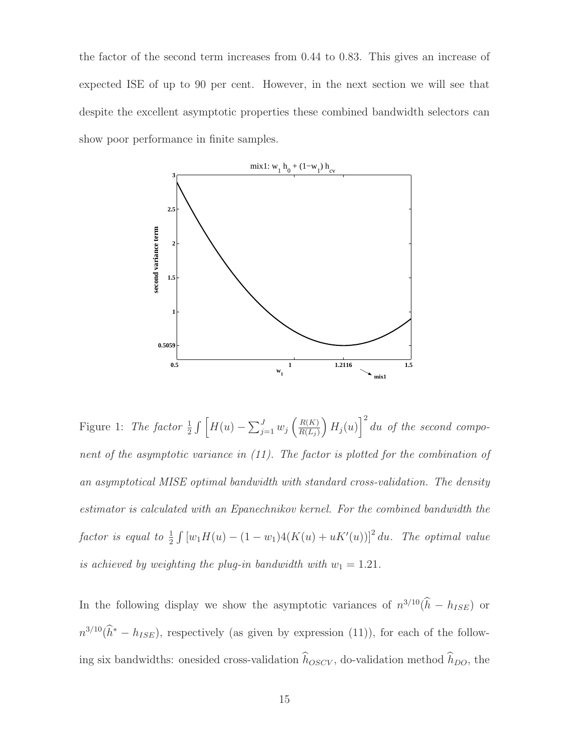the factor of the second term increases from 0.44 to 0.83. This gives an increase of expected ISE of up to 90 per cent. However, in the next section we will see that despite the excellent asymptotic properties these combined bandwidth selectors can show poor performance in finite samples.

Figure 1: *The factor* $\frac{1}{2}\int\left[H(u)-\sum_{j=1}^{J}w_j\left(\frac{R(K)}{R(L_j)}\right)H_j(u)\right]^2 du$ *of the second component of the asymptotic variance in (11). The factor is plotted for the combination of an asymptotical MISE optimal bandwidth with standard cross-validation. The density estimator is calculated with an Epanechnikov kernel. For the combined bandwidth the factor is equal to* $\frac{1}{2}\int\left[w_1 H(u)-(1-w_1)4(K(u)+uK'(u))\right]^2 du$*. The optimal value is achieved by weighting the plug-in bandwidth with* $w_1 = 1.21$*.*

In the following display we show the asymptotic variances of $n^{3/10}(\widehat{h}-h_{ISE})$ or $n^{3/10}(\widehat{h}^{*}-h_{ISE})$, respectively (as given by expression (11)), for each of the following six bandwidths: onesided cross-validation $\widehat{h}_{OSCV}$, do-validation method $\widehat{h}_{DO}$, the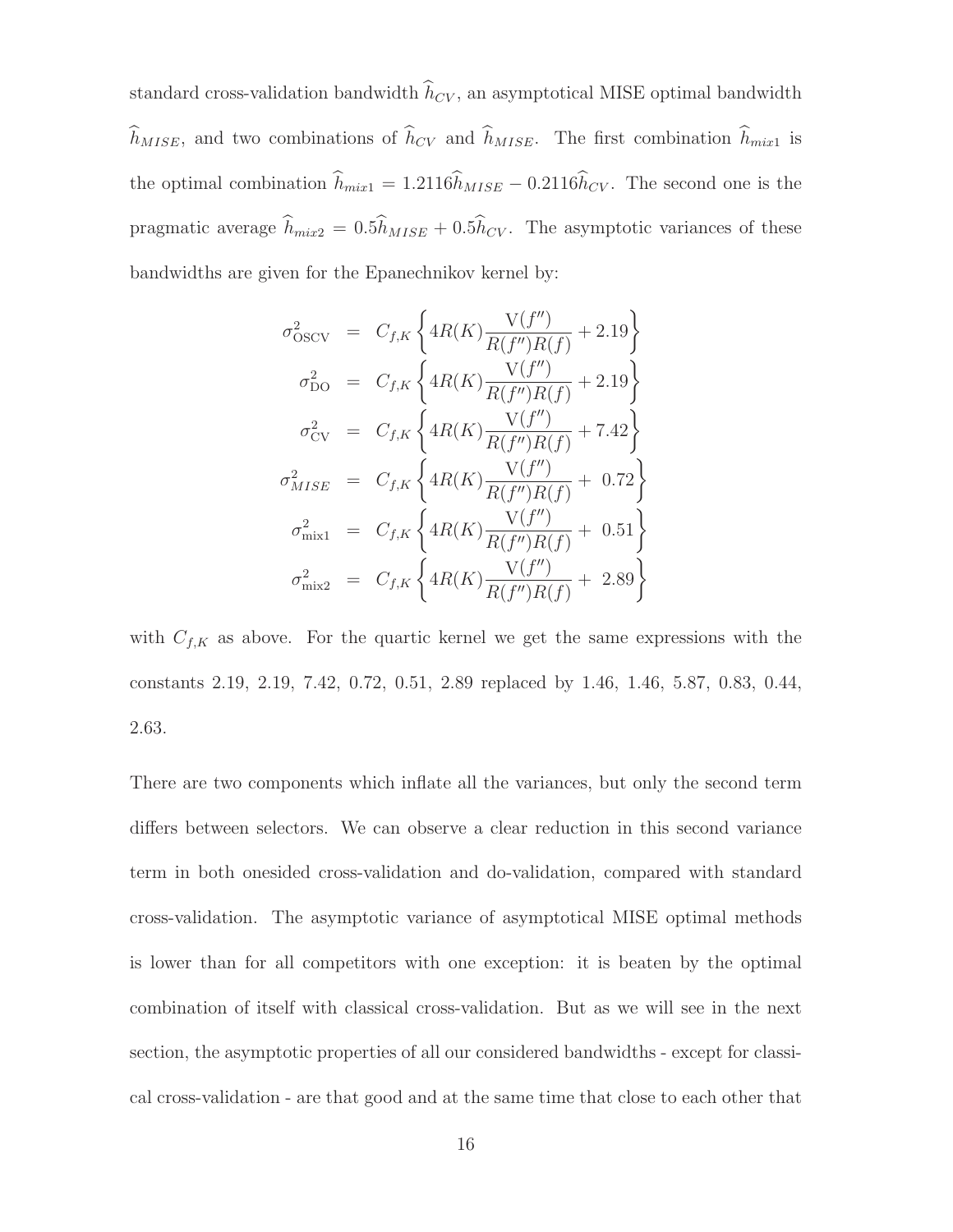standard cross-validation bandwidth $\widehat{h}_{CV}$, an asymptotical MISE optimal bandwidth $\widehat{h}_{MISE}$, and two combinations of $\widehat{h}_{CV}$ and $\widehat{h}_{MISE}$. The first combination $\widehat{h}_{mix1}$ is the optimal combination $\widehat{h}_{mix1} = 1.2116\widehat{h}_{MISE} - 0.2116\widehat{h}_{CV}$. The second one is the pragmatic average $\widehat{h}_{mix2} = 0.5\widehat{h}_{MISE} + 0.5\widehat{h}_{CV}$. The asymptotic variances of these bandwidths are given for the Epanechnikov kernel by:

$$
\begin{aligned}
\sigma^2_{\text{OSCV}} &= C_{f,K}\left\{4R(K)\frac{\mathrm{V}(f'')}{R(f'')R(f)} + 2.19\right\} \\
\sigma^2_{\text{DO}} &= C_{f,K}\left\{4R(K)\frac{\mathrm{V}(f'')}{R(f'')R(f)} + 2.19\right\} \\
\sigma^2_{\text{CV}} &= C_{f,K}\left\{4R(K)\frac{\mathrm{V}(f'')}{R(f'')R(f)} + 7.42\right\} \\
\sigma^2_{MISE} &= C_{f,K}\left\{4R(K)\frac{\mathrm{V}(f'')}{R(f'')R(f)} + \ 0.72\right\} \\
\sigma^2_{\text{mix1}} &= C_{f,K}\left\{4R(K)\frac{\mathrm{V}(f'')}{R(f'')R(f)} + \ 0.51\right\} \\
\sigma^2_{\text{mix2}} &= C_{f,K}\left\{4R(K)\frac{\mathrm{V}(f'')}{R(f'')R(f)} + \ 2.89\right\}
\end{aligned}
$$

with $C_{f,K}$ as above. For the quartic kernel we get the same expressions with the constants 2.19, 2.19, 7.42, 0.72, 0.51, 2.89 replaced by 1.46, 1.46, 5.87, 0.83, 0.44, 2.63.

There are two components which inflate all the variances, but only the second term differs between selectors. We can observe a clear reduction in this second variance term in both onesided cross-validation and do-validation, compared with standard cross-validation. The asymptotic variance of asymptotical MISE optimal methods is lower than for all competitors with one exception: it is beaten by the optimal combination of itself with classical cross-validation. But as we will see in the next section, the asymptotic properties of all our considered bandwidths - except for classical cross-validation - are that good and at the same time that close to each other that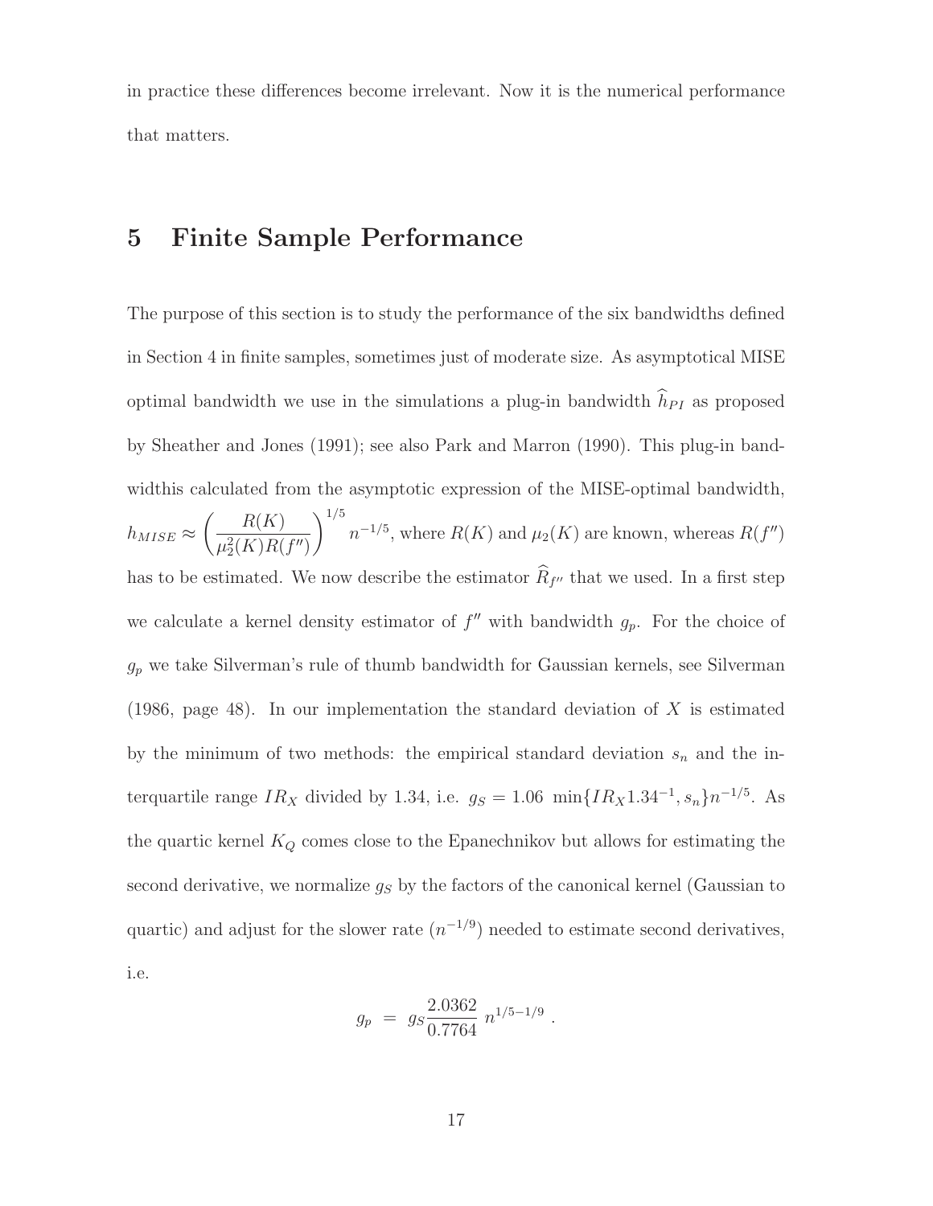in practice these differences become irrelevant. Now it is the numerical performance that matters.

## 5 Finite Sample Performance

The purpose of this section is to study the performance of the six bandwidths defined in Section 4 in finite samples, sometimes just of moderate size. As asymptotical MISE optimal bandwidth we use in the simulations a plug-in bandwidth $\widehat{h}_{PI}$ as proposed by Sheather and Jones (1991); see also Park and Marron (1990). This plug-in bandwidthis calculated from the asymptotic expression of the MISE-optimal bandwidth, $h_{MISE} \approx \left( \frac{R(K)}{\mu_2^2(K) R(f'')} \right)^{1/5} n^{-1/5}$, where $R(K)$ and $\mu_2(K)$ are known, whereas $R(f'')$ has to be estimated. We now describe the estimator $\widehat{R}_{f''}$ that we used. In a first step we calculate a kernel density estimator of $f''$ with bandwidth $g_p$. For the choice of $g_p$ we take Silverman's rule of thumb bandwidth for Gaussian kernels, see Silverman (1986, page 48). In our implementation the standard deviation of $X$ is estimated by the minimum of two methods: the empirical standard deviation $s_n$ and the interquartile range $IR_X$ divided by 1.34, i.e. $g_S = 1.06 \, \min\{IR_X 1.34^{-1}, s_n\} n^{-1/5}$. As the quartic kernel $K_Q$ comes close to the Epanechnikov but allows for estimating the second derivative, we normalize $g_S$ by the factors of the canonical kernel (Gaussian to quartic) and adjust for the slower rate ($n^{-1/9}$) needed to estimate second derivatives, i.e.

$$g_p \;=\; g_S \frac{2.0362}{0.7764} \, n^{1/5-1/9} \; .$$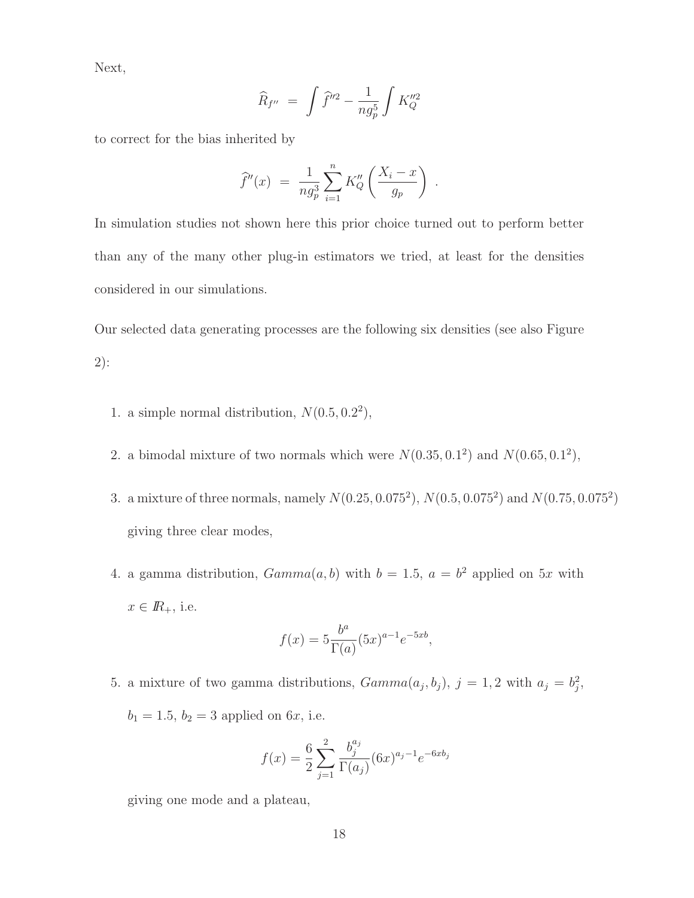Next,

$$\widehat{R}_{f''} \;=\; \int \widehat{f}''^2 - \frac{1}{ng_p^5} \int K_Q''^2$$

to correct for the bias inherited by

$$\widehat{f}''(x) \;=\; \frac{1}{ng_p^3} \sum_{i=1}^{n} K_Q'' \left( \frac{X_i - x}{g_p} \right) \, .$$

In simulation studies not shown here this prior choice turned out to perform better than any of the many other plug-in estimators we tried, at least for the densities considered in our simulations.

Our selected data generating processes are the following six densities (see also Figure 2):

1. a simple normal distribution, $N(0.5, 0.2^2)$,
2. a bimodal mixture of two normals which were $N(0.35, 0.1^2)$ and $N(0.65, 0.1^2)$,
3. a mixture of three normals, namely $N(0.25, 0.075^2)$, $N(0.5, 0.075^2)$ and $N(0.75, 0.075^2)$ giving three clear modes,
4. a gamma distribution, $Gamma(a, b)$ with $b = 1.5$, $a = b^2$ applied on $5x$ with $x \in I\!R_+$, i.e.

   $$f(x) = 5 \frac{b^a}{\Gamma(a)} (5x)^{a-1} e^{-5xb},$$

5. a mixture of two gamma distributions, $Gamma(a_j, b_j)$, $j = 1, 2$ with $a_j = b_j^2$, $b_1 = 1.5$, $b_2 = 3$ applied on $6x$, i.e.

   $$f(x) = \frac{6}{2} \sum_{j=1}^{2} \frac{b_j^{a_j}}{\Gamma(a_j)} (6x)^{a_j - 1} e^{-6xb_j}$$

   giving one mode and a plateau,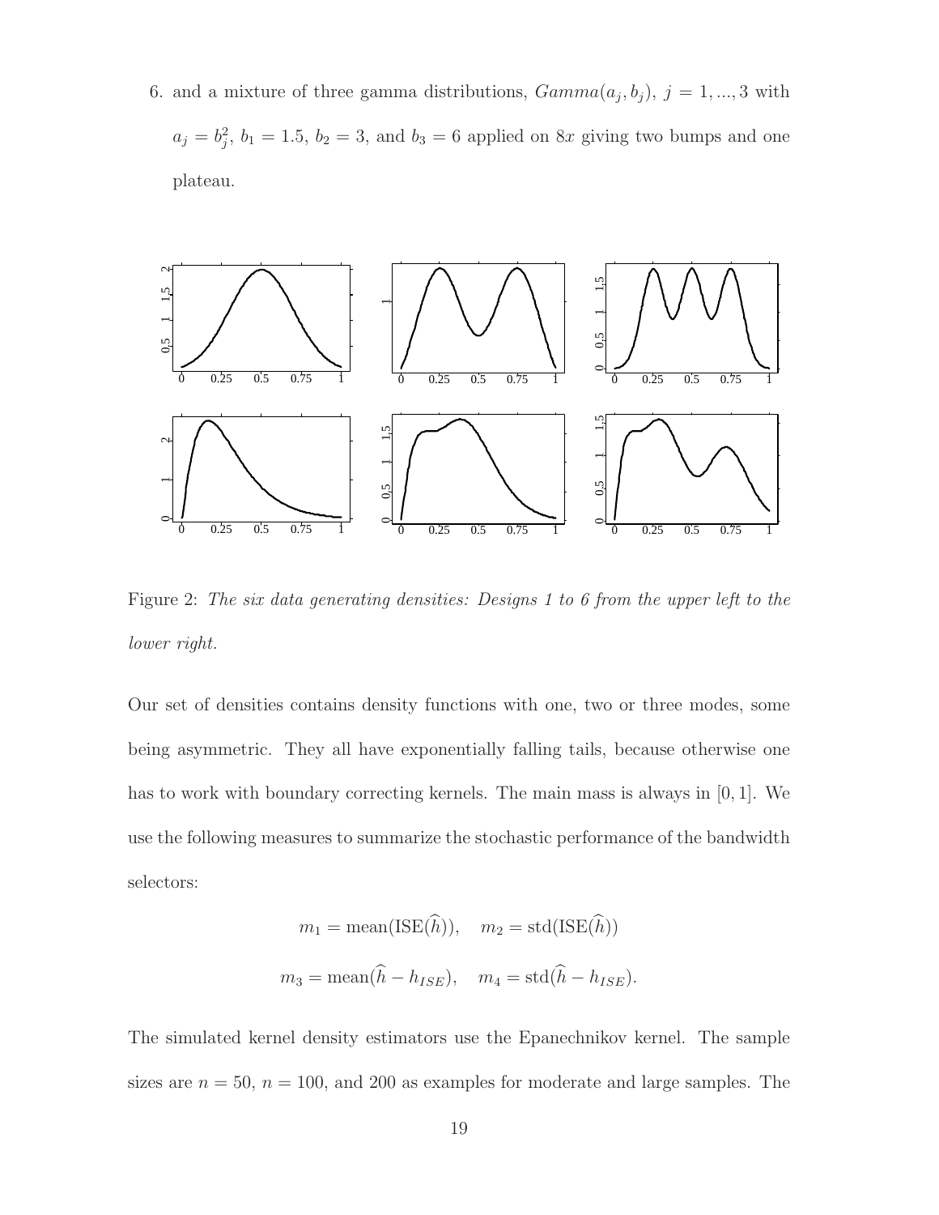6. and a mixture of three gamma distributions, $Gamma(a_j, b_j)$, $j = 1, ..., 3$ with $a_j = b_j^2$, $b_1 = 1.5$, $b_2 = 3$, and $b_3 = 6$ applied on $8x$ giving two bumps and one plateau.

Figure 2: *The six data generating densities: Designs 1 to 6 from the upper left to the lower right.*

Our set of densities contains density functions with one, two or three modes, some being asymmetric. They all have exponentially falling tails, because otherwise one has to work with boundary correcting kernels. The main mass is always in $[0, 1]$. We use the following measures to summarize the stochastic performance of the bandwidth selectors:

$$m_1 = \text{mean}(\text{ISE}(\widehat{h})), \quad m_2 = \text{std}(\text{ISE}(\widehat{h}))$$

$$m_3 = \text{mean}(\widehat{h} - h_{ISE}), \quad m_4 = \text{std}(\widehat{h} - h_{ISE}).$$

The simulated kernel density estimators use the Epanechnikov kernel. The sample sizes are $n = 50$, $n = 100$, and 200 as examples for moderate and large samples. The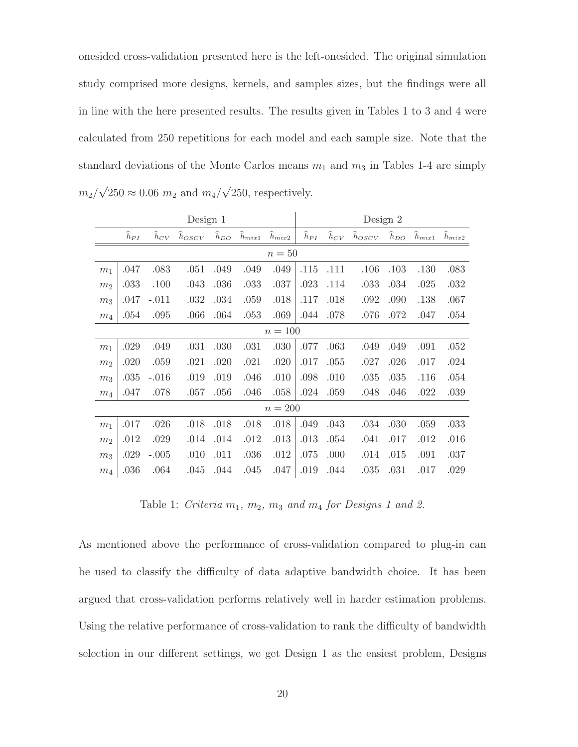onesided cross-validation presented here is the left-onesided. The original simulation study comprised more designs, kernels, and samples sizes, but the findings were all in line with the here presented results. The results given in Tables 1 to 3 and 4 were calculated from 250 repetitions for each model and each sample size. Note that the standard deviations of the Monte Carlos means $m_1$ and $m_3$ in Tables 1-4 are simply $m_2/\sqrt{250} \approx 0.06\ m_2$ and $m_4/\sqrt{250}$, respectively.

| | Design 1 | | | | | | Design 2 | | | | | |
|---|---|---|---|---|---|---|---|---|---|---|---|---|
| | $\widehat{h}_{PI}$ | $\widehat{h}_{CV}$ | $\widehat{h}_{OSCV}$ | $\widehat{h}_{DO}$ | $\widehat{h}_{mix1}$ | $\widehat{h}_{mix2}$ | $\widehat{h}_{PI}$ | $\widehat{h}_{CV}$ | $\widehat{h}_{OSCV}$ | $\widehat{h}_{DO}$ | $\widehat{h}_{mix1}$ | $\widehat{h}_{mix2}$ |
| $n = 50$ | | | | | | | | | | | | |
| $m_1$ | .047 | .083 | .051 | .049 | .049 | .049 | .115 | .111 | .106 | .103 | .130 | .083 |
| $m_2$ | .033 | .100 | .043 | .036 | .033 | .037 | .023 | .114 | .033 | .034 | .025 | .032 |
| $m_3$ | .047 | -.011 | .032 | .034 | .059 | .018 | .117 | .018 | .092 | .090 | .138 | .067 |
| $m_4$ | .054 | .095 | .066 | .064 | .053 | .069 | .044 | .078 | .076 | .072 | .047 | .054 |
| $n = 100$ | | | | | | | | | | | | |
| $m_1$ | .029 | .049 | .031 | .030 | .031 | .030 | .077 | .063 | .049 | .049 | .091 | .052 |
| $m_2$ | .020 | .059 | .021 | .020 | .021 | .020 | .017 | .055 | .027 | .026 | .017 | .024 |
| $m_3$ | .035 | -.016 | .019 | .019 | .046 | .010 | .098 | .010 | .035 | .035 | .116 | .054 |
| $m_4$ | .047 | .078 | .057 | .056 | .046 | .058 | .024 | .059 | .048 | .046 | .022 | .039 |
| $n = 200$ | | | | | | | | | | | | |
| $m_1$ | .017 | .026 | .018 | .018 | .018 | .018 | .049 | .043 | .034 | .030 | .059 | .033 |
| $m_2$ | .012 | .029 | .014 | .014 | .012 | .013 | .013 | .054 | .041 | .017 | .012 | .016 |
| $m_3$ | .029 | -.005 | .010 | .011 | .036 | .012 | .075 | .000 | .014 | .015 | .091 | .037 |
| $m_4$ | .036 | .064 | .045 | .044 | .045 | .047 | .019 | .044 | .035 | .031 | .017 | .029 |

Table 1: *Criteria $m_1$, $m_2$, $m_3$ and $m_4$ for Designs 1 and 2.*

As mentioned above the performance of cross-validation compared to plug-in can be used to classify the difficulty of data adaptive bandwidth choice. It has been argued that cross-validation performs relatively well in harder estimation problems. Using the relative performance of cross-validation to rank the difficulty of bandwidth selection in our different settings, we get Design 1 as the easiest problem, Designs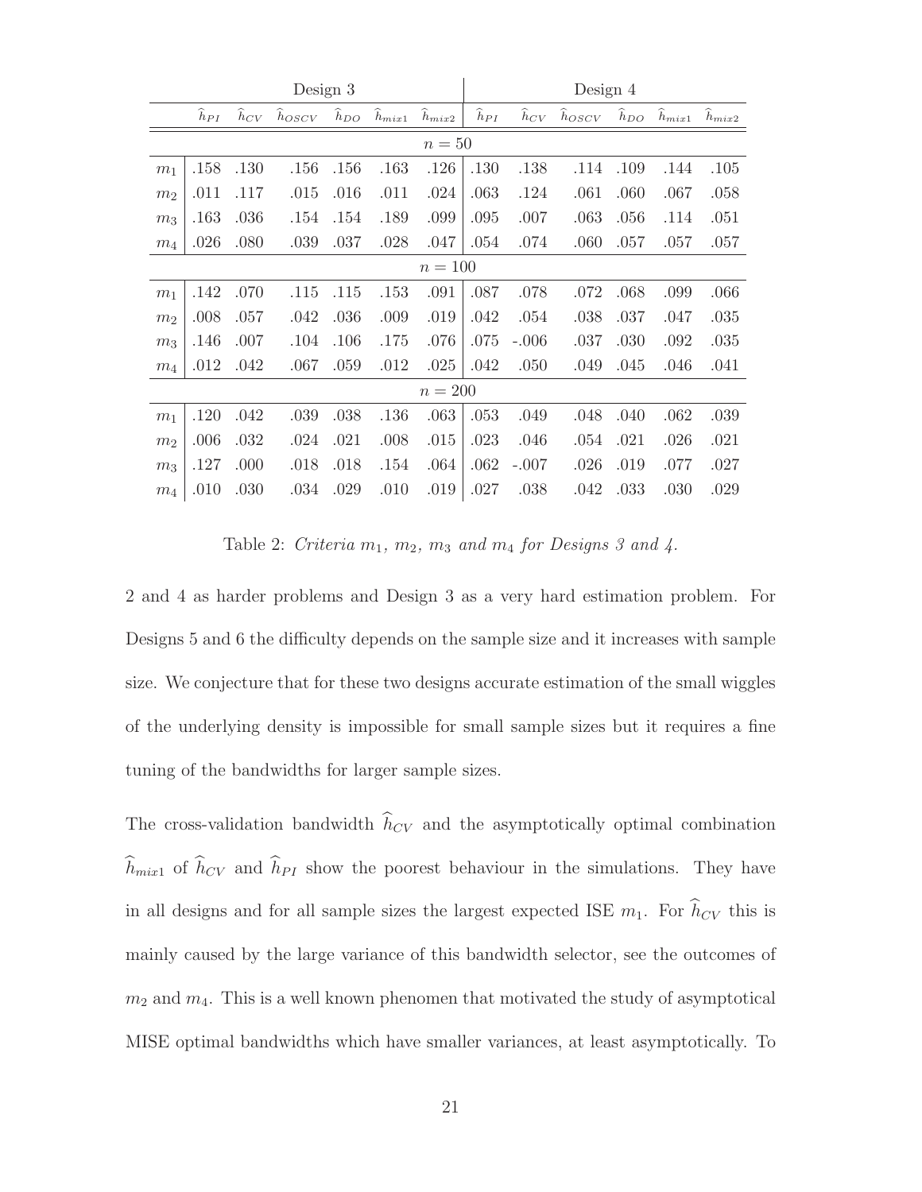| | Design 3 | | | | | | Design 4 | | | | | |
|---|---|---|---|---|---|---|---|---|---|---|---|---|
| | $\widehat{h}_{PI}$ | $\widehat{h}_{CV}$ | $\widehat{h}_{OSCV}$ | $\widehat{h}_{DO}$ | $\widehat{h}_{mix1}$ | $\widehat{h}_{mix2}$ | $\widehat{h}_{PI}$ | $\widehat{h}_{CV}$ | $\widehat{h}_{OSCV}$ | $\widehat{h}_{DO}$ | $\widehat{h}_{mix1}$ | $\widehat{h}_{mix2}$ |
| | | | | | | $n = 50$ | | | | | | |
| $m_1$ | .158 | .130 | .156 | .156 | .163 | .126 | .130 | .138 | .114 | .109 | .144 | .105 |
| $m_2$ | .011 | .117 | .015 | .016 | .011 | .024 | .063 | .124 | .061 | .060 | .067 | .058 |
| $m_3$ | .163 | .036 | .154 | .154 | .189 | .099 | .095 | .007 | .063 | .056 | .114 | .051 |
| $m_4$ | .026 | .080 | .039 | .037 | .028 | .047 | .054 | .074 | .060 | .057 | .057 | .057 |
| | | | | | | $n = 100$ | | | | | | |
| $m_1$ | .142 | .070 | .115 | .115 | .153 | .091 | .087 | .078 | .072 | .068 | .099 | .066 |
| $m_2$ | .008 | .057 | .042 | .036 | .009 | .019 | .042 | .054 | .038 | .037 | .047 | .035 |
| $m_3$ | .146 | .007 | .104 | .106 | .175 | .076 | .075 | -.006 | .037 | .030 | .092 | .035 |
| $m_4$ | .012 | .042 | .067 | .059 | .012 | .025 | .042 | .050 | .049 | .045 | .046 | .041 |
| | | | | | | $n = 200$ | | | | | | |
| $m_1$ | .120 | .042 | .039 | .038 | .136 | .063 | .053 | .049 | .048 | .040 | .062 | .039 |
| $m_2$ | .006 | .032 | .024 | .021 | .008 | .015 | .023 | .046 | .054 | .021 | .026 | .021 |
| $m_3$ | .127 | .000 | .018 | .018 | .154 | .064 | .062 | -.007 | .026 | .019 | .077 | .027 |
| $m_4$ | .010 | .030 | .034 | .029 | .010 | .019 | .027 | .038 | .042 | .033 | .030 | .029 |

Table 2: *Criteria $m_1$, $m_2$, $m_3$ and $m_4$ for Designs 3 and 4.*

2 and 4 as harder problems and Design 3 as a very hard estimation problem. For Designs 5 and 6 the difficulty depends on the sample size and it increases with sample size. We conjecture that for these two designs accurate estimation of the small wiggles of the underlying density is impossible for small sample sizes but it requires a fine tuning of the bandwidths for larger sample sizes.

The cross-validation bandwidth $\widehat{h}_{CV}$ and the asymptotically optimal combination $\widehat{h}_{mix1}$ of $\widehat{h}_{CV}$ and $\widehat{h}_{PI}$ show the poorest behaviour in the simulations. They have in all designs and for all sample sizes the largest expected ISE $m_1$. For $\widehat{h}_{CV}$ this is mainly caused by the large variance of this bandwidth selector, see the outcomes of $m_2$ and $m_4$. This is a well known phenomen that motivated the study of asymptotical MISE optimal bandwidths which have smaller variances, at least asymptotically. To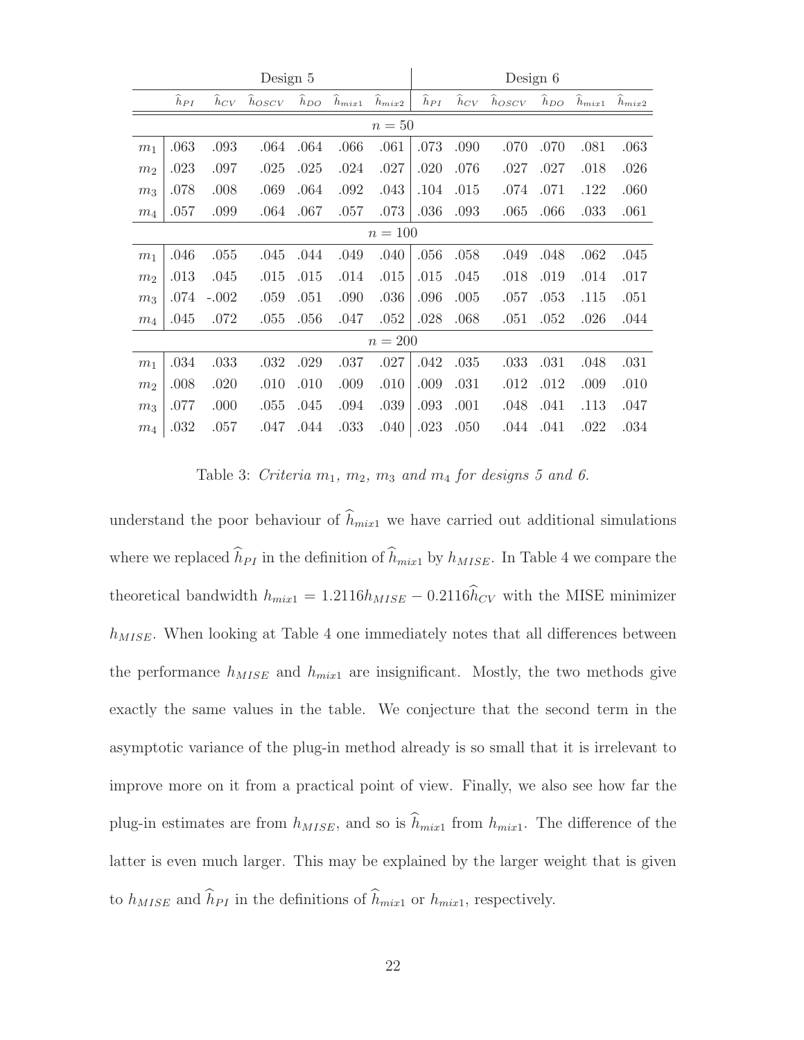| | Design 5 | | | | | | Design 6 | | | | | |
|---|---|---|---|---|---|---|---|---|---|---|---|---|
| | $\widehat{h}_{PI}$ | $\widehat{h}_{CV}$ | $\widehat{h}_{OSCV}$ | $\widehat{h}_{DO}$ | $\widehat{h}_{mix1}$ | $\widehat{h}_{mix2}$ | $\widehat{h}_{PI}$ | $\widehat{h}_{CV}$ | $\widehat{h}_{OSCV}$ | $\widehat{h}_{DO}$ | $\widehat{h}_{mix1}$ | $\widehat{h}_{mix2}$ |
| | | | | | | $n=50$ | | | | | | |
| $m_1$ | .063 | .093 | .064 | .064 | .066 | .061 | .073 | .090 | .070 | .070 | .081 | .063 |
| $m_2$ | .023 | .097 | .025 | .025 | .024 | .027 | .020 | .076 | .027 | .027 | .018 | .026 |
| $m_3$ | .078 | .008 | .069 | .064 | .092 | .043 | .104 | .015 | .074 | .071 | .122 | .060 |
| $m_4$ | .057 | .099 | .064 | .067 | .057 | .073 | .036 | .093 | .065 | .066 | .033 | .061 |
| | | | | | | $n=100$ | | | | | | |
| $m_1$ | .046 | .055 | .045 | .044 | .049 | .040 | .056 | .058 | .049 | .048 | .062 | .045 |
| $m_2$ | .013 | .045 | .015 | .015 | .014 | .015 | .015 | .045 | .018 | .019 | .014 | .017 |
| $m_3$ | .074 | -.002 | .059 | .051 | .090 | .036 | .096 | .005 | .057 | .053 | .115 | .051 |
| $m_4$ | .045 | .072 | .055 | .056 | .047 | .052 | .028 | .068 | .051 | .052 | .026 | .044 |
| | | | | | | $n=200$ | | | | | | |
| $m_1$ | .034 | .033 | .032 | .029 | .037 | .027 | .042 | .035 | .033 | .031 | .048 | .031 |
| $m_2$ | .008 | .020 | .010 | .010 | .009 | .010 | .009 | .031 | .012 | .012 | .009 | .010 |
| $m_3$ | .077 | .000 | .055 | .045 | .094 | .039 | .093 | .001 | .048 | .041 | .113 | .047 |
| $m_4$ | .032 | .057 | .047 | .044 | .033 | .040 | .023 | .050 | .044 | .041 | .022 | .034 |

Table 3: *Criteria $m_1$, $m_2$, $m_3$ and $m_4$ for designs 5 and 6.*

understand the poor behaviour of $\widehat{h}_{mix1}$ we have carried out additional simulations where we replaced $\widehat{h}_{PI}$ in the definition of $\widehat{h}_{mix1}$ by $h_{MISE}$. In Table 4 we compare the theoretical bandwidth $h_{mix1} = 1.2116h_{MISE} - 0.2116\widehat{h}_{CV}$ with the MISE minimizer $h_{MISE}$. When looking at Table 4 one immediately notes that all differences between the performance $h_{MISE}$ and $h_{mix1}$ are insignificant. Mostly, the two methods give exactly the same values in the table. We conjecture that the second term in the asymptotic variance of the plug-in method already is so small that it is irrelevant to improve more on it from a practical point of view. Finally, we also see how far the plug-in estimates are from $h_{MISE}$, and so is $\widehat{h}_{mix1}$ from $h_{mix1}$. The difference of the latter is even much larger. This may be explained by the larger weight that is given to $h_{MISE}$ and $\widehat{h}_{PI}$ in the definitions of $\widehat{h}_{mix1}$ or $h_{mix1}$, respectively.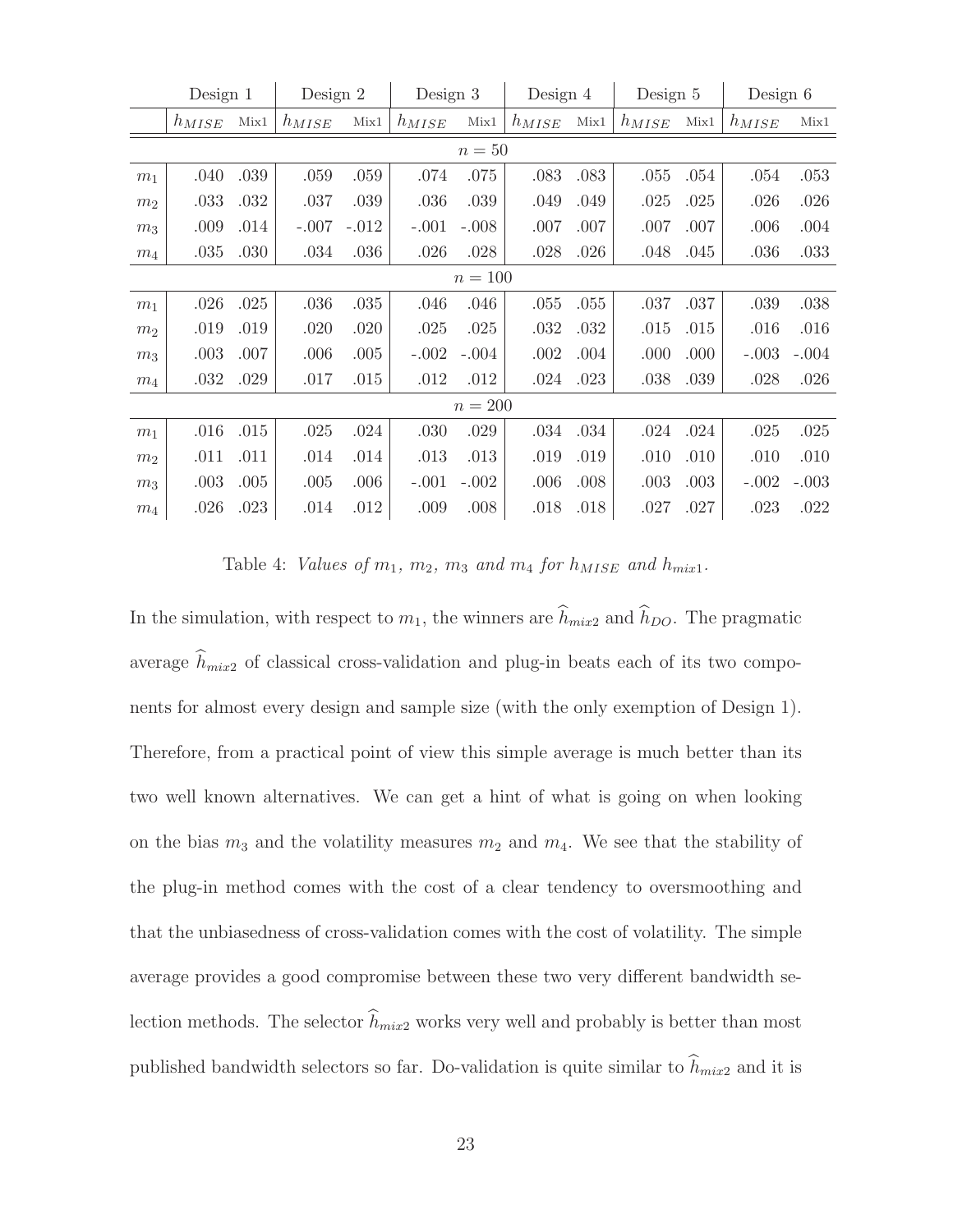| | Design 1 | | Design 2 | | Design 3 | | Design 4 | | Design 5 | | Design 6 | |
|---|---|---|---|---|---|---|---|---|---|---|---|---|
| | $h_{MISE}$ | Mix1 | $h_{MISE}$ | Mix1 | $h_{MISE}$ | Mix1 | $h_{MISE}$ | Mix1 | $h_{MISE}$ | Mix1 | $h_{MISE}$ | Mix1 |
| | | | | | | $n = 50$ | | | | | | |
| $m_1$ | .040 | .039 | .059 | .059 | .074 | .075 | .083 | .083 | .055 | .054 | .054 | .053 |
| $m_2$ | .033 | .032 | .037 | .039 | .036 | .039 | .049 | .049 | .025 | .025 | .026 | .026 |
| $m_3$ | .009 | .014 | -.007 | -.012 | -.001 | -.008 | .007 | .007 | .007 | .007 | .006 | .004 |
| $m_4$ | .035 | .030 | .034 | .036 | .026 | .028 | .028 | .026 | .048 | .045 | .036 | .033 |
| | | | | | | $n = 100$ | | | | | | |
| $m_1$ | .026 | .025 | .036 | .035 | .046 | .046 | .055 | .055 | .037 | .037 | .039 | .038 |
| $m_2$ | .019 | .019 | .020 | .020 | .025 | .025 | .032 | .032 | .015 | .015 | .016 | .016 |
| $m_3$ | .003 | .007 | .006 | .005 | -.002 | -.004 | .002 | .004 | .000 | .000 | -.003 | -.004 |
| $m_4$ | .032 | .029 | .017 | .015 | .012 | .012 | .024 | .023 | .038 | .039 | .028 | .026 |
| | | | | | | $n = 200$ | | | | | | |
| $m_1$ | .016 | .015 | .025 | .024 | .030 | .029 | .034 | .034 | .024 | .024 | .025 | .025 |
| $m_2$ | .011 | .011 | .014 | .014 | .013 | .013 | .019 | .019 | .010 | .010 | .010 | .010 |
| $m_3$ | .003 | .005 | .005 | .006 | -.001 | -.002 | .006 | .008 | .003 | .003 | -.002 | -.003 |
| $m_4$ | .026 | .023 | .014 | .012 | .009 | .008 | .018 | .018 | .027 | .027 | .023 | .022 |

Table 4: *Values of $m_1$, $m_2$, $m_3$ and $m_4$ for $h_{MISE}$ and $h_{mix1}$.*

In the simulation, with respect to $m_1$, the winners are $\widehat{h}_{mix2}$ and $\widehat{h}_{DO}$. The pragmatic average $\widehat{h}_{mix2}$ of classical cross-validation and plug-in beats each of its two components for almost every design and sample size (with the only exemption of Design 1). Therefore, from a practical point of view this simple average is much better than its two well known alternatives. We can get a hint of what is going on when looking on the bias $m_3$ and the volatility measures $m_2$ and $m_4$. We see that the stability of the plug-in method comes with the cost of a clear tendency to oversmoothing and that the unbiasedness of cross-validation comes with the cost of volatility. The simple average provides a good compromise between these two very different bandwidth selection methods. The selector $\widehat{h}_{mix2}$ works very well and probably is better than most published bandwidth selectors so far. Do-validation is quite similar to $\widehat{h}_{mix2}$ and it is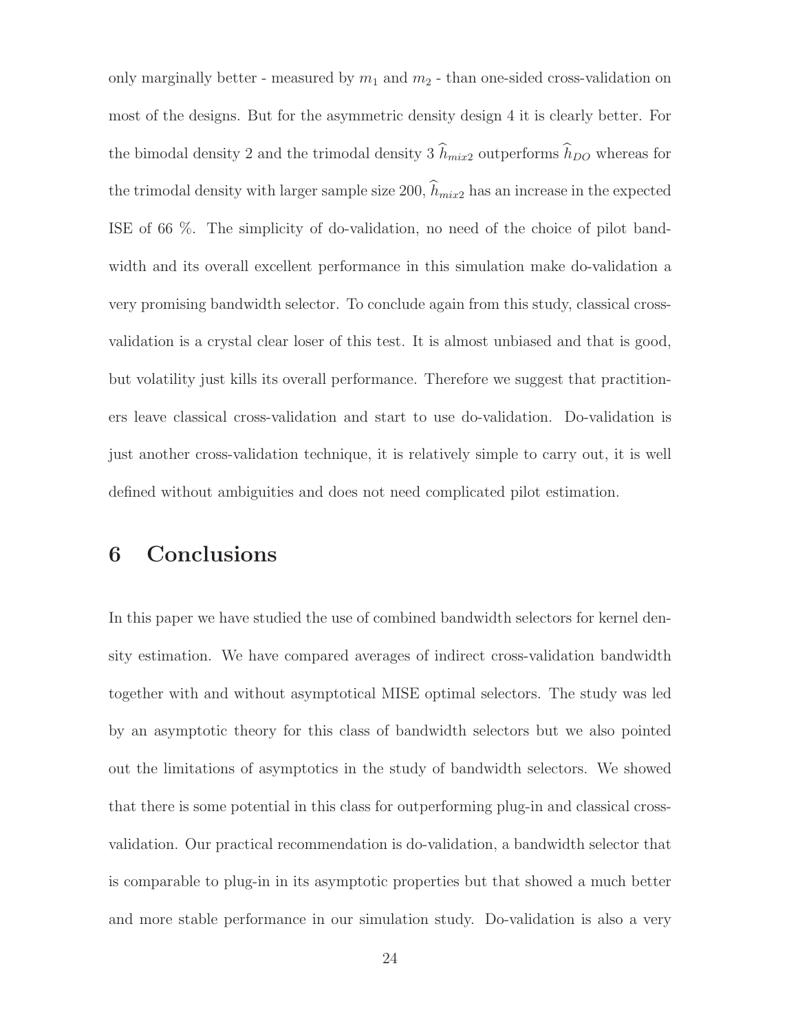only marginally better - measured by $m_1$ and $m_2$ - than one-sided cross-validation on most of the designs. But for the asymmetric density design 4 it is clearly better. For the bimodal density 2 and the trimodal density 3 $\widehat{h}_{mix2}$ outperforms $\widehat{h}_{DO}$ whereas for the trimodal density with larger sample size 200, $\widehat{h}_{mix2}$ has an increase in the expected ISE of 66 %. The simplicity of do-validation, no need of the choice of pilot bandwidth and its overall excellent performance in this simulation make do-validation a very promising bandwidth selector. To conclude again from this study, classical cross-validation is a crystal clear loser of this test. It is almost unbiased and that is good, but volatility just kills its overall performance. Therefore we suggest that practitioners leave classical cross-validation and start to use do-validation. Do-validation is just another cross-validation technique, it is relatively simple to carry out, it is well defined without ambiguities and does not need complicated pilot estimation.

## 6 Conclusions

In this paper we have studied the use of combined bandwidth selectors for kernel density estimation. We have compared averages of indirect cross-validation bandwidth together with and without asymptotical MISE optimal selectors. The study was led by an asymptotic theory for this class of bandwidth selectors but we also pointed out the limitations of asymptotics in the study of bandwidth selectors. We showed that there is some potential in this class for outperforming plug-in and classical cross-validation. Our practical recommendation is do-validation, a bandwidth selector that is comparable to plug-in in its asymptotic properties but that showed a much better and more stable performance in our simulation study. Do-validation is also a very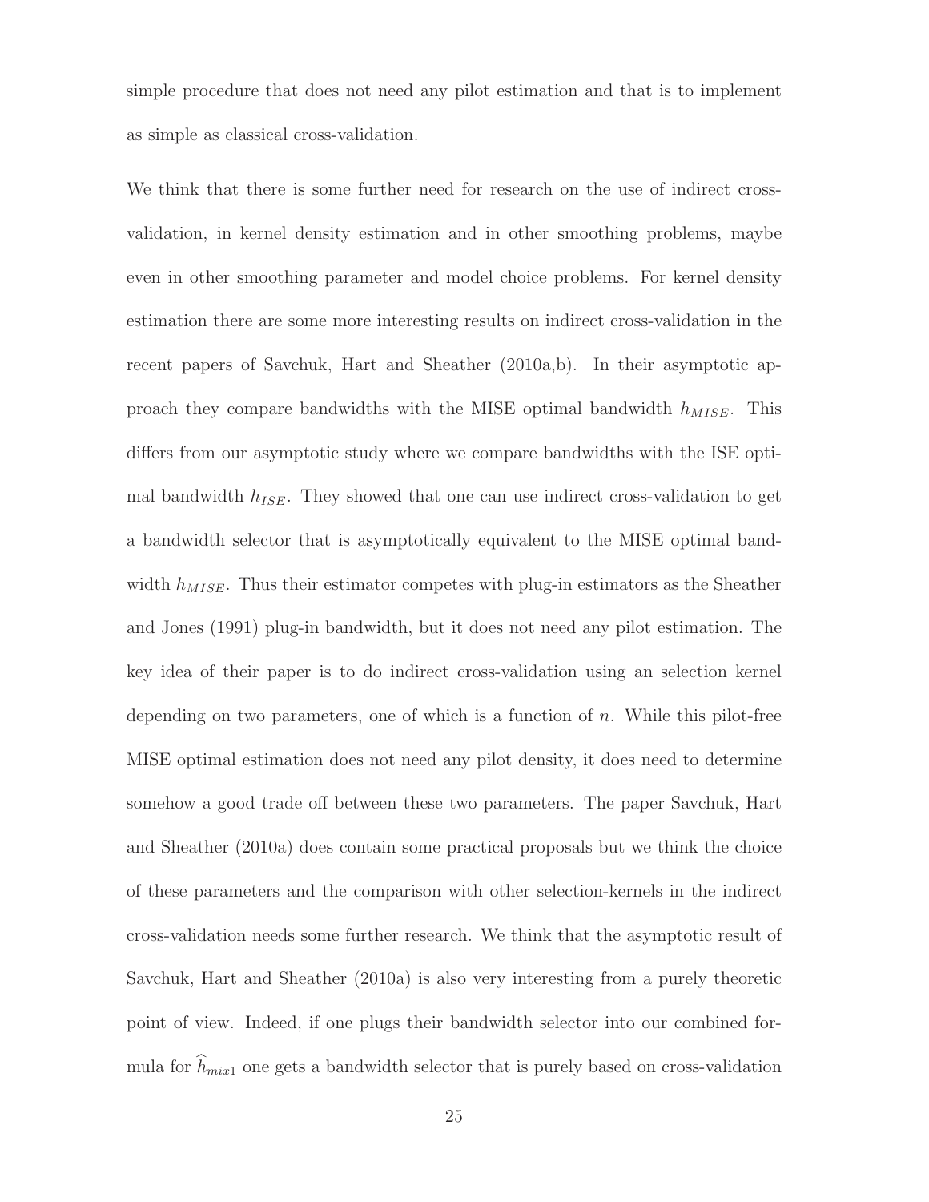simple procedure that does not need any pilot estimation and that is to implement as simple as classical cross-validation.

We think that there is some further need for research on the use of indirect cross-validation, in kernel density estimation and in other smoothing problems, maybe even in other smoothing parameter and model choice problems. For kernel density estimation there are some more interesting results on indirect cross-validation in the recent papers of Savchuk, Hart and Sheather (2010a,b). In their asymptotic approach they compare bandwidths with the MISE optimal bandwidth $h_{MISE}$. This differs from our asymptotic study where we compare bandwidths with the ISE optimal bandwidth $h_{ISE}$. They showed that one can use indirect cross-validation to get a bandwidth selector that is asymptotically equivalent to the MISE optimal bandwidth $h_{MISE}$. Thus their estimator competes with plug-in estimators as the Sheather and Jones (1991) plug-in bandwidth, but it does not need any pilot estimation. The key idea of their paper is to do indirect cross-validation using an selection kernel depending on two parameters, one of which is a function of $n$. While this pilot-free MISE optimal estimation does not need any pilot density, it does need to determine somehow a good trade off between these two parameters. The paper Savchuk, Hart and Sheather (2010a) does contain some practical proposals but we think the choice of these parameters and the comparison with other selection-kernels in the indirect cross-validation needs some further research. We think that the asymptotic result of Savchuk, Hart and Sheather (2010a) is also very interesting from a purely theoretic point of view. Indeed, if one plugs their bandwidth selector into our combined formula for $\widehat{h}_{mix1}$ one gets a bandwidth selector that is purely based on cross-validation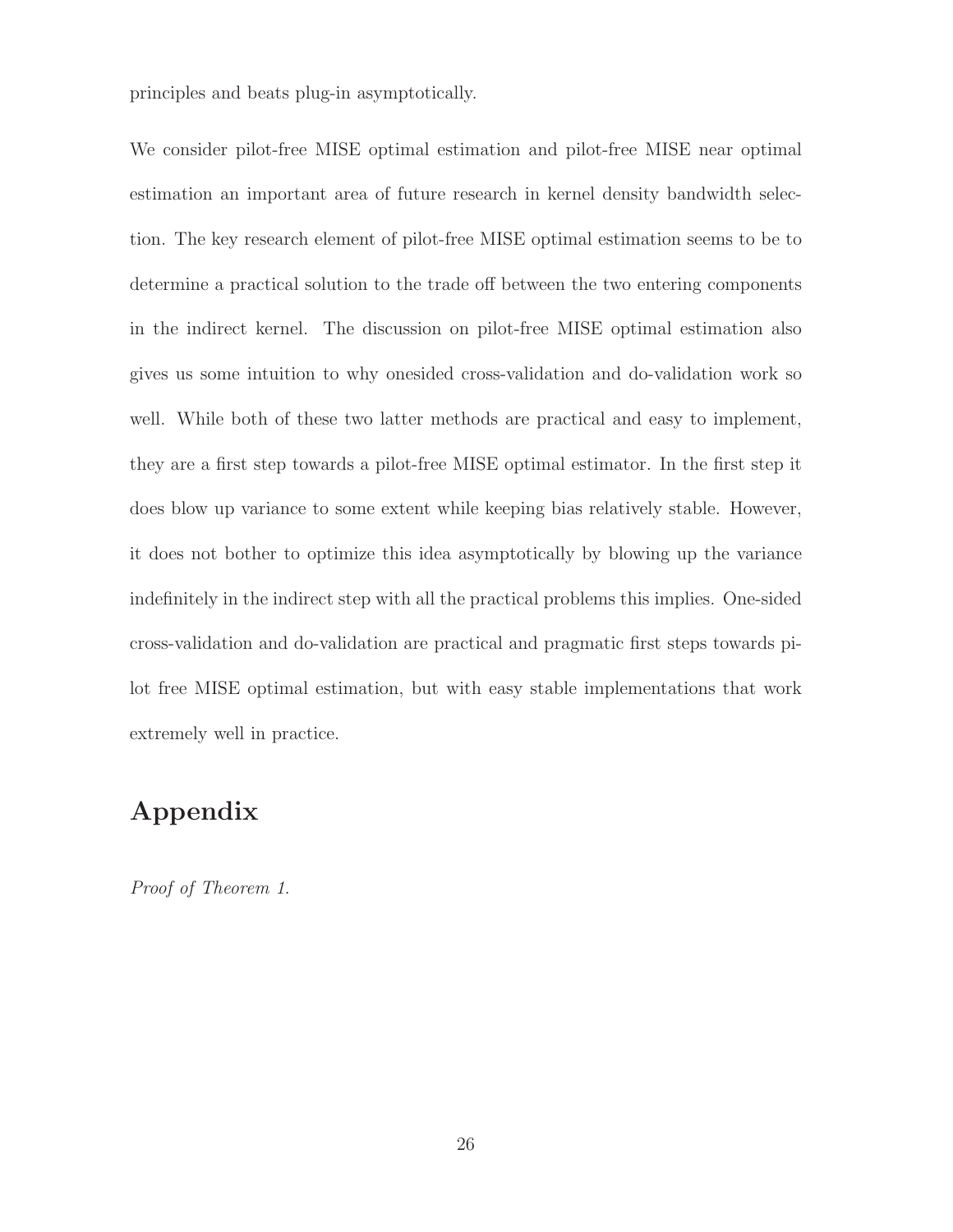principles and beats plug-in asymptotically.

We consider pilot-free MISE optimal estimation and pilot-free MISE near optimal estimation an important area of future research in kernel density bandwidth selection. The key research element of pilot-free MISE optimal estimation seems to be to determine a practical solution to the trade off between the two entering components in the indirect kernel. The discussion on pilot-free MISE optimal estimation also gives us some intuition to why onesided cross-validation and do-validation work so well. While both of these two latter methods are practical and easy to implement, they are a first step towards a pilot-free MISE optimal estimator. In the first step it does blow up variance to some extent while keeping bias relatively stable. However, it does not bother to optimize this idea asymptotically by blowing up the variance indefinitely in the indirect step with all the practical problems this implies. One-sided cross-validation and do-validation are practical and pragmatic first steps towards pilot free MISE optimal estimation, but with easy stable implementations that work extremely well in practice.

# Appendix

*Proof of Theorem 1.*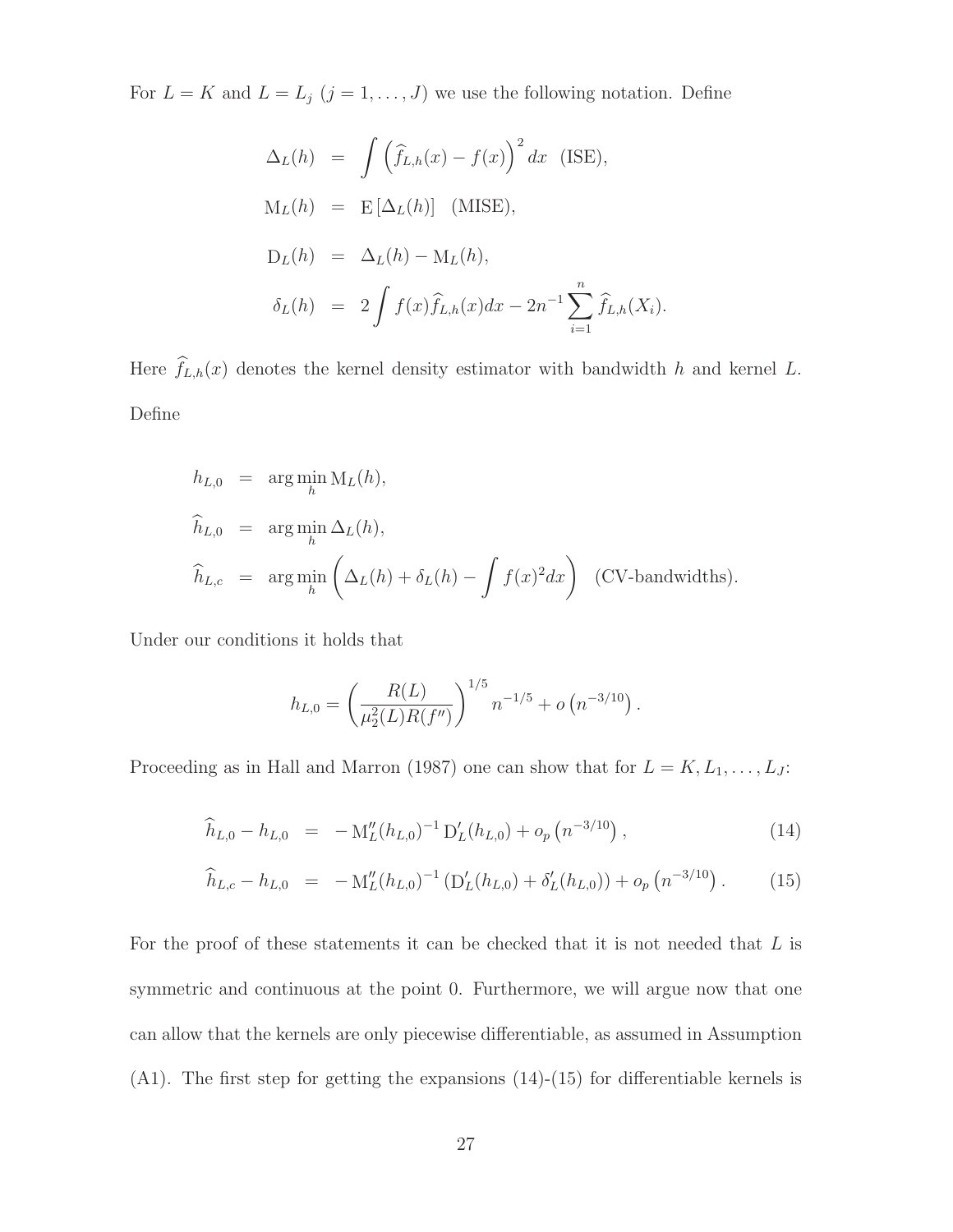For $L = K$ and $L = L_j$ $(j = 1, \ldots, J)$ we use the following notation. Define

$$
\begin{aligned}
\Delta_L(h) &= \int \left(\widehat{f}_{L,h}(x) - f(x)\right)^2 dx \quad \text{(ISE)}, \\
\mathrm{M}_L(h) &= \mathrm{E}\left[\Delta_L(h)\right] \quad \text{(MISE)}, \\
\mathrm{D}_L(h) &= \Delta_L(h) - \mathrm{M}_L(h), \\
\delta_L(h) &= 2\int f(x)\widehat{f}_{L,h}(x)dx - 2n^{-1}\sum_{i=1}^{n} \widehat{f}_{L,h}(X_i).
\end{aligned}
$$

Here $\widehat{f}_{L,h}(x)$ denotes the kernel density estimator with bandwidth $h$ and kernel $L$. Define

$$
\begin{aligned}
h_{L,0} &= \arg\min_h \mathrm{M}_L(h), \\
\widehat{h}_{L,0} &= \arg\min_h \Delta_L(h), \\
\widehat{h}_{L,c} &= \arg\min_h \left(\Delta_L(h) + \delta_L(h) - \int f(x)^2 dx\right) \quad \text{(CV-bandwidths)}.
\end{aligned}
$$

Under our conditions it holds that

$$
h_{L,0} = \left(\frac{R(L)}{\mu_2^2(L)R(f'')}\right)^{1/5} n^{-1/5} + o\left(n^{-3/10}\right).
$$

Proceeding as in Hall and Marron (1987) one can show that for $L = K, L_1, \ldots, L_J$:

$$
\widehat{h}_{L,0} - h_{L,0} = -\mathrm{M}_L''(h_{L,0})^{-1}\,\mathrm{D}_L'(h_{L,0}) + o_p\left(n^{-3/10}\right), \tag{14}
$$

$$
\widehat{h}_{L,c} - h_{L,0} = -\mathrm{M}_L''(h_{L,0})^{-1}\left(\mathrm{D}_L'(h_{L,0}) + \delta_L'(h_{L,0})\right) + o_p\left(n^{-3/10}\right). \tag{15}
$$

For the proof of these statements it can be checked that it is not needed that $L$ is symmetric and continuous at the point 0. Furthermore, we will argue now that one can allow that the kernels are only piecewise differentiable, as assumed in Assumption (A1). The first step for getting the expansions (14)-(15) for differentiable kernels is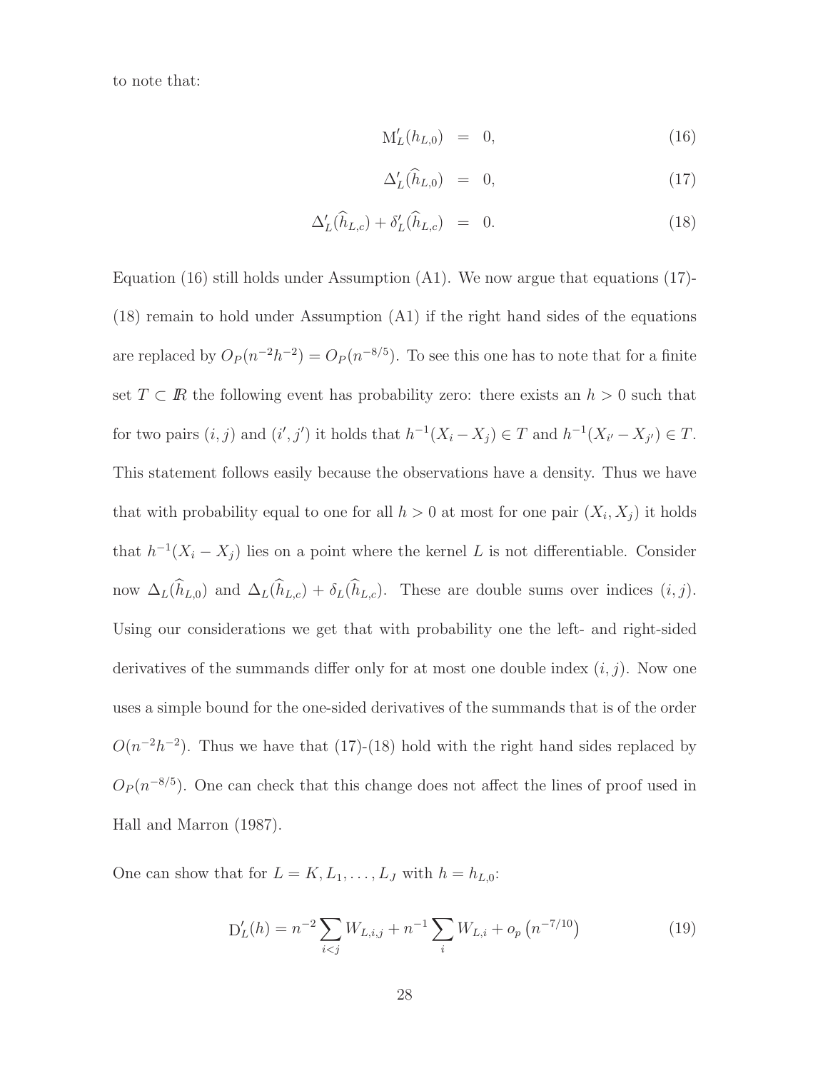to note that:

$$
\begin{aligned}
\mathrm{M}_L'(h_{L,0}) &= 0, &(16)\\
\Delta_L'(\widehat{h}_{L,0}) &= 0, &(17)\\
\Delta_L'(\widehat{h}_{L,c}) + \delta_L'(\widehat{h}_{L,c}) &= 0. &(18)
\end{aligned}
$$

Equation (16) still holds under Assumption (A1). We now argue that equations (17)-(18) remain to hold under Assumption (A1) if the right hand sides of the equations are replaced by $O_P(n^{-2}h^{-2}) = O_P(n^{-8/5})$. To see this one has to note that for a finite set $T \subset I\!R$ the following event has probability zero: there exists an $h > 0$ such that for two pairs $(i,j)$ and $(i',j')$ it holds that $h^{-1}(X_i - X_j) \in T$ and $h^{-1}(X_{i'} - X_{j'}) \in T$. This statement follows easily because the observations have a density. Thus we have that with probability equal to one for all $h > 0$ at most for one pair $(X_i, X_j)$ it holds that $h^{-1}(X_i - X_j)$ lies on a point where the kernel $L$ is not differentiable. Consider now $\Delta_L(\widehat{h}_{L,0})$ and $\Delta_L(\widehat{h}_{L,c}) + \delta_L(\widehat{h}_{L,c})$. These are double sums over indices $(i,j)$. Using our considerations we get that with probability one the left- and right-sided derivatives of the summands differ only for at most one double index $(i,j)$. Now one uses a simple bound for the one-sided derivatives of the summands that is of the order $O(n^{-2}h^{-2})$. Thus we have that (17)-(18) hold with the right hand sides replaced by $O_P(n^{-8/5})$. One can check that this change does not affect the lines of proof used in Hall and Marron (1987).

One can show that for $L = K, L_1, \ldots, L_J$ with $h = h_{L,0}$:

$$
\mathrm{D}_L'(h) = n^{-2} \sum_{i<j} W_{L,i,j} + n^{-1} \sum_i W_{L,i} + o_p\left(n^{-7/10}\right) \tag{19}
$$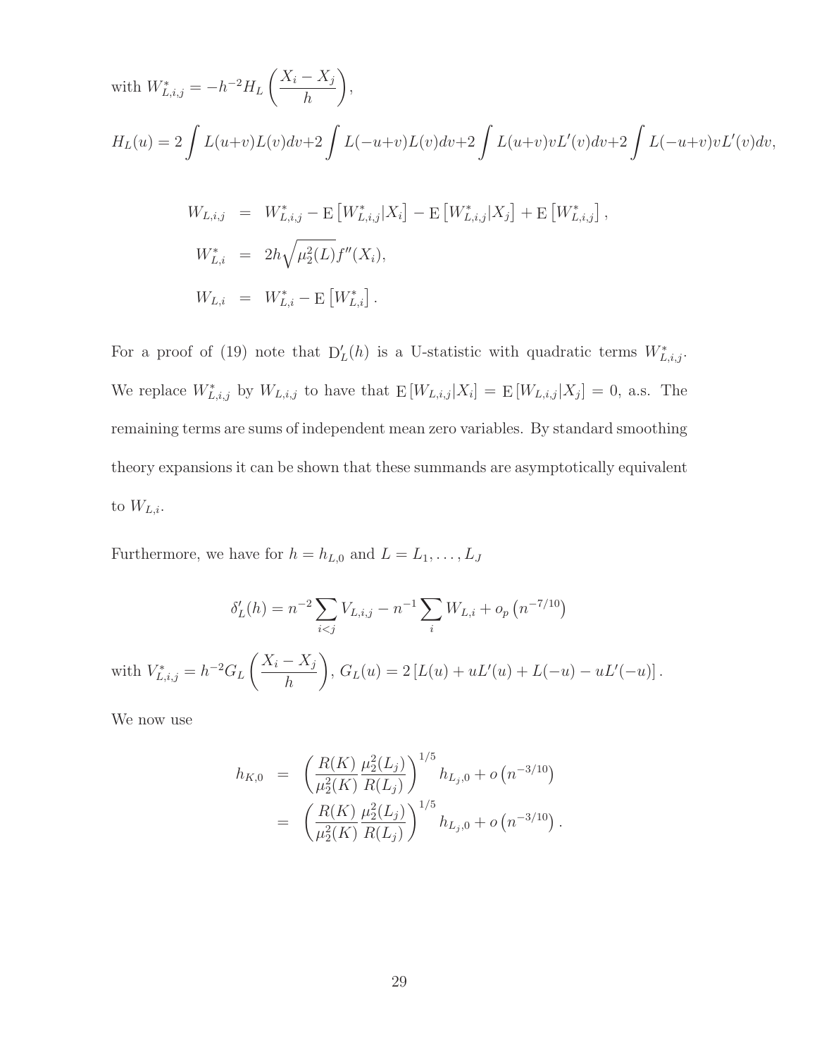with $W_{L,i,j}^* = -h^{-2} H_L \left( \frac{X_i - X_j}{h} \right)$,

$H_L(u) = 2 \int L(u+v)L(v)dv + 2 \int L(-u+v)L(v)dv + 2 \int L(u+v)vL'(v)dv + 2 \int L(-u+v)vL'(v)dv,$

$$
\begin{aligned}
W_{L,i,j} &= W_{L,i,j}^* - \mathrm{E}\left[W_{L,i,j}^* | X_i\right] - \mathrm{E}\left[W_{L,i,j}^* | X_j\right] + \mathrm{E}\left[W_{L,i,j}^*\right], \\
W_{L,i}^* &= 2h\sqrt{\mu_2^2(L)} f''(X_i), \\
W_{L,i} &= W_{L,i}^* - \mathrm{E}\left[W_{L,i}^*\right].
\end{aligned}
$$

For a proof of (19) note that $\mathrm{D}_L'(h)$ is a U-statistic with quadratic terms $W_{L,i,j}^*$. We replace $W_{L,i,j}^*$ by $W_{L,i,j}$ to have that $\mathrm{E}\left[W_{L,i,j} | X_i\right] = \mathrm{E}\left[W_{L,i,j} | X_j\right] = 0$, a.s. The remaining terms are sums of independent mean zero variables. By standard smoothing theory expansions it can be shown that these summands are asymptotically equivalent to $W_{L,i}$.

Furthermore, we have for $h = h_{L,0}$ and $L = L_1, \ldots, L_J$

$$
\delta_L'(h) = n^{-2} \sum_{i<j} V_{L,i,j} - n^{-1} \sum_i W_{L,i} + o_p\left(n^{-7/10}\right)
$$

with $V_{L,i,j}^* = h^{-2} G_L \left( \frac{X_i - X_j}{h} \right)$, $G_L(u) = 2\left[L(u) + uL'(u) + L(-u) - uL'(-u)\right]$.

We now use

$$
\begin{aligned}
h_{K,0} &= \left( \frac{R(K)}{\mu_2^2(K)} \frac{\mu_2^2(L_j)}{R(L_j)} \right)^{1/5} h_{L_j,0} + o\left(n^{-3/10}\right) \\
&= \left( \frac{R(K)}{\mu_2^2(K)} \frac{\mu_2^2(L_j)}{R(L_j)} \right)^{1/5} h_{L_j,0} + o\left(n^{-3/10}\right).
\end{aligned}
$$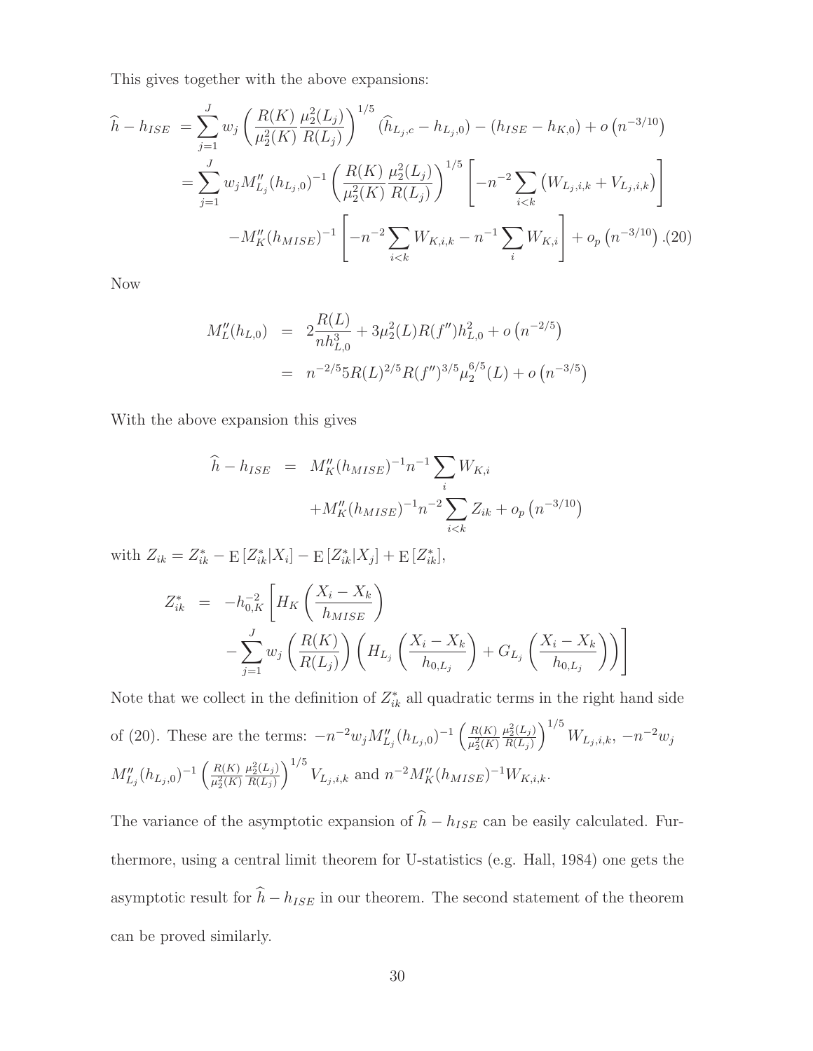This gives together with the above expansions:

$$
\begin{aligned}
\widehat{h} - h_{ISE} &= \sum_{j=1}^{J} w_j \left( \frac{R(K)}{\mu_2^2(K)} \frac{\mu_2^2(L_j)}{R(L_j)} \right)^{1/5} (\widehat{h}_{L_j,c} - h_{L_j,0}) - (h_{ISE} - h_{K,0}) + o\left(n^{-3/10}\right) \\
&= \sum_{j=1}^{J} w_j M''_{L_j}(h_{L_j,0})^{-1} \left( \frac{R(K)}{\mu_2^2(K)} \frac{\mu_2^2(L_j)}{R(L_j)} \right)^{1/5} \left[ -n^{-2} \sum_{i<k} \left( W_{L_j,i,k} + V_{L_j,i,k} \right) \right] \\
&\quad - M''_K(h_{MISE})^{-1} \left[ -n^{-2} \sum_{i<k} W_{K,i,k} - n^{-1} \sum_i W_{K,i} \right] + o_p\left(n^{-3/10}\right). \quad (20)
\end{aligned}
$$

Now

$$
\begin{aligned}
M''_L(h_{L,0}) &= 2\frac{R(L)}{n h_{L,0}^3} + 3\mu_2^2(L) R(f'') h_{L,0}^2 + o\left(n^{-2/5}\right) \\
&= n^{-2/5} 5 R(L)^{2/5} R(f'')^{3/5} \mu_2^{6/5}(L) + o\left(n^{-3/5}\right)
\end{aligned}
$$

With the above expansion this gives

$$
\begin{aligned}
\widehat{h} - h_{ISE} &= M''_K(h_{MISE})^{-1} n^{-1} \sum_i W_{K,i} \\
&\quad + M''_K(h_{MISE})^{-1} n^{-2} \sum_{i<k} Z_{ik} + o_p\left(n^{-3/10}\right)
\end{aligned}
$$

with $Z_{ik} = Z^*_{ik} - \mathrm{E}\left[Z^*_{ik}|X_i\right] - \mathrm{E}\left[Z^*_{ik}|X_j\right] + \mathrm{E}\left[Z^*_{ik}\right]$,

$$
\begin{aligned}
Z^*_{ik} &= -h_{0,K}^{-2} \left[ H_K\left( \frac{X_i - X_k}{h_{MISE}} \right) \right. \\
&\quad \left. - \sum_{j=1}^{J} w_j \left( \frac{R(K)}{R(L_j)} \right) \left( H_{L_j}\left( \frac{X_i - X_k}{h_{0,L_j}} \right) + G_{L_j}\left( \frac{X_i - X_k}{h_{0,L_j}} \right) \right) \right]
\end{aligned}
$$

Note that we collect in the definition of $Z^*_{ik}$ all quadratic terms in the right hand side of (20). These are the terms: $-n^{-2} w_j M''_{L_j}(h_{L_j,0})^{-1} \left( \frac{R(K)}{\mu_2^2(K)} \frac{\mu_2^2(L_j)}{R(L_j)} \right)^{1/5} W_{L_j,i,k}$, $-n^{-2} w_j M''_{L_j}(h_{L_j,0})^{-1} \left( \frac{R(K)}{\mu_2^2(K)} \frac{\mu_2^2(L_j)}{R(L_j)} \right)^{1/5} V_{L_j,i,k}$ and $n^{-2} M''_K(h_{MISE})^{-1} W_{K,i,k}$.

The variance of the asymptotic expansion of $\widehat{h} - h_{ISE}$ can be easily calculated. Furthermore, using a central limit theorem for U-statistics (e.g. Hall, 1984) one gets the asymptotic result for $\widehat{h} - h_{ISE}$ in our theorem. The second statement of the theorem can be proved similarly.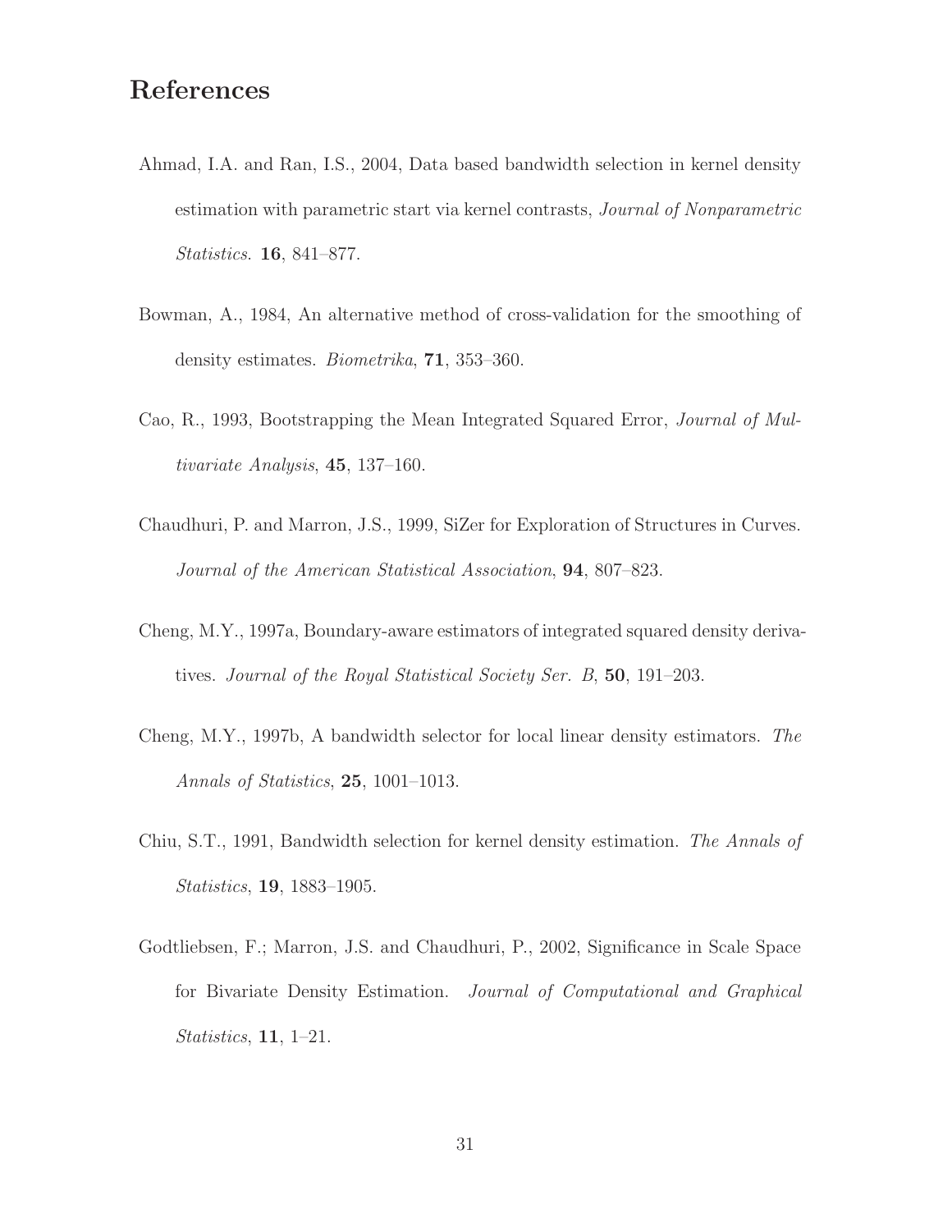# References

Ahmad, I.A. and Ran, I.S., 2004, Data based bandwidth selection in kernel density estimation with parametric start via kernel contrasts, *Journal of Nonparametric Statistics*. **16**, 841–877.

Bowman, A., 1984, An alternative method of cross-validation for the smoothing of density estimates. *Biometrika*, **71**, 353–360.

Cao, R., 1993, Bootstrapping the Mean Integrated Squared Error, *Journal of Multivariate Analysis*, **45**, 137–160.

Chaudhuri, P. and Marron, J.S., 1999, SiZer for Exploration of Structures in Curves. *Journal of the American Statistical Association*, **94**, 807–823.

Cheng, M.Y., 1997a, Boundary-aware estimators of integrated squared density derivatives. *Journal of the Royal Statistical Society Ser. B*, **50**, 191–203.

Cheng, M.Y., 1997b, A bandwidth selector for local linear density estimators. *The Annals of Statistics*, **25**, 1001–1013.

Chiu, S.T., 1991, Bandwidth selection for kernel density estimation. *The Annals of Statistics*, **19**, 1883–1905.

Godtliebsen, F.; Marron, J.S. and Chaudhuri, P., 2002, Significance in Scale Space for Bivariate Density Estimation. *Journal of Computational and Graphical Statistics*, **11**, 1–21.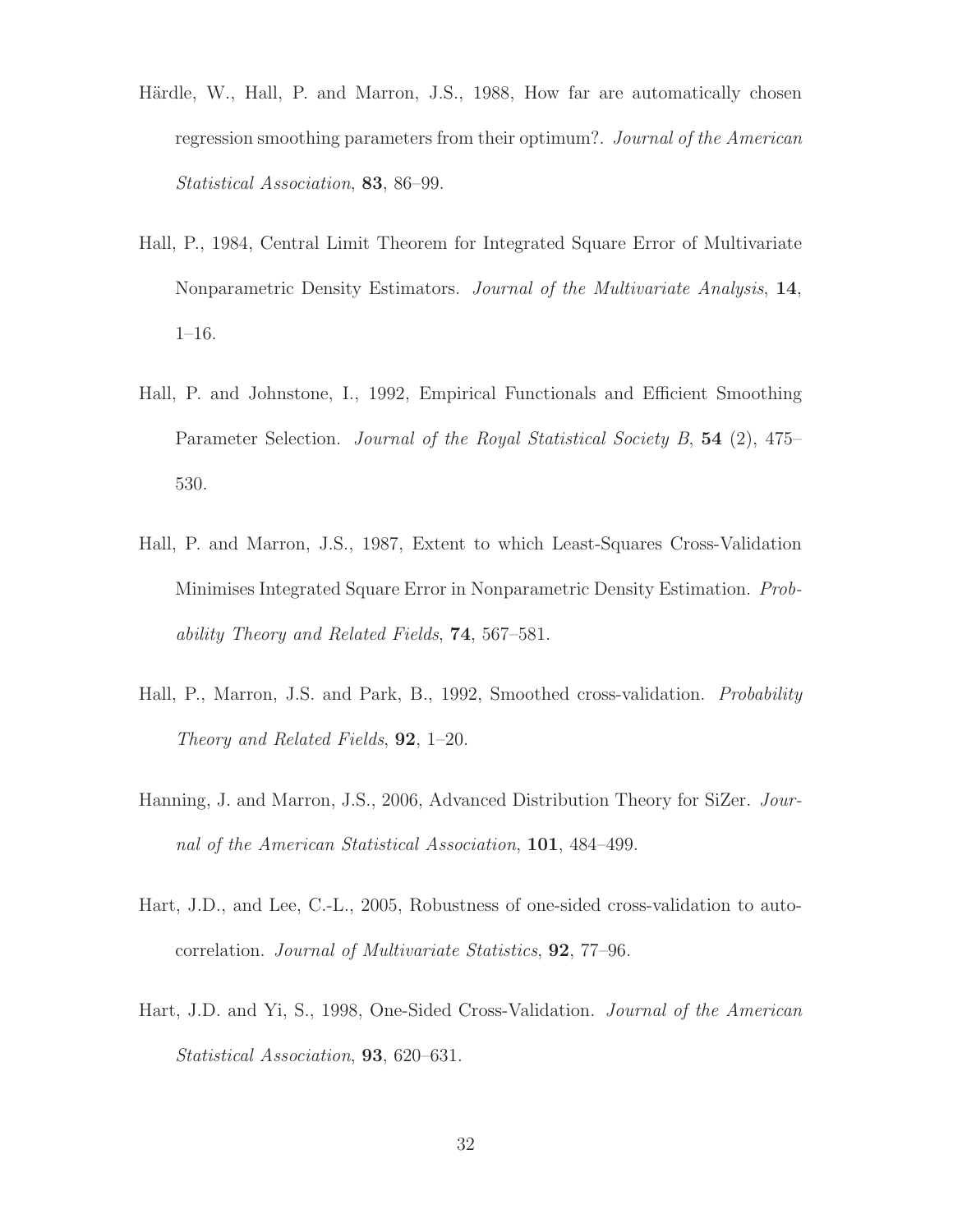Härdle, W., Hall, P. and Marron, J.S., 1988, How far are automatically chosen regression smoothing parameters from their optimum?. *Journal of the American Statistical Association*, **83**, 86–99.

Hall, P., 1984, Central Limit Theorem for Integrated Square Error of Multivariate Nonparametric Density Estimators. *Journal of the Multivariate Analysis*, **14**, 1–16.

Hall, P. and Johnstone, I., 1992, Empirical Functionals and Efficient Smoothing Parameter Selection. *Journal of the Royal Statistical Society B*, **54** (2), 475–530.

Hall, P. and Marron, J.S., 1987, Extent to which Least-Squares Cross-Validation Minimises Integrated Square Error in Nonparametric Density Estimation. *Probability Theory and Related Fields*, **74**, 567–581.

Hall, P., Marron, J.S. and Park, B., 1992, Smoothed cross-validation. *Probability Theory and Related Fields*, **92**, 1–20.

Hanning, J. and Marron, J.S., 2006, Advanced Distribution Theory for SiZer. *Journal of the American Statistical Association*, **101**, 484–499.

Hart, J.D., and Lee, C.-L., 2005, Robustness of one-sided cross-validation to autocorrelation. *Journal of Multivariate Statistics*, **92**, 77–96.

Hart, J.D. and Yi, S., 1998, One-Sided Cross-Validation. *Journal of the American Statistical Association*, **93**, 620–631.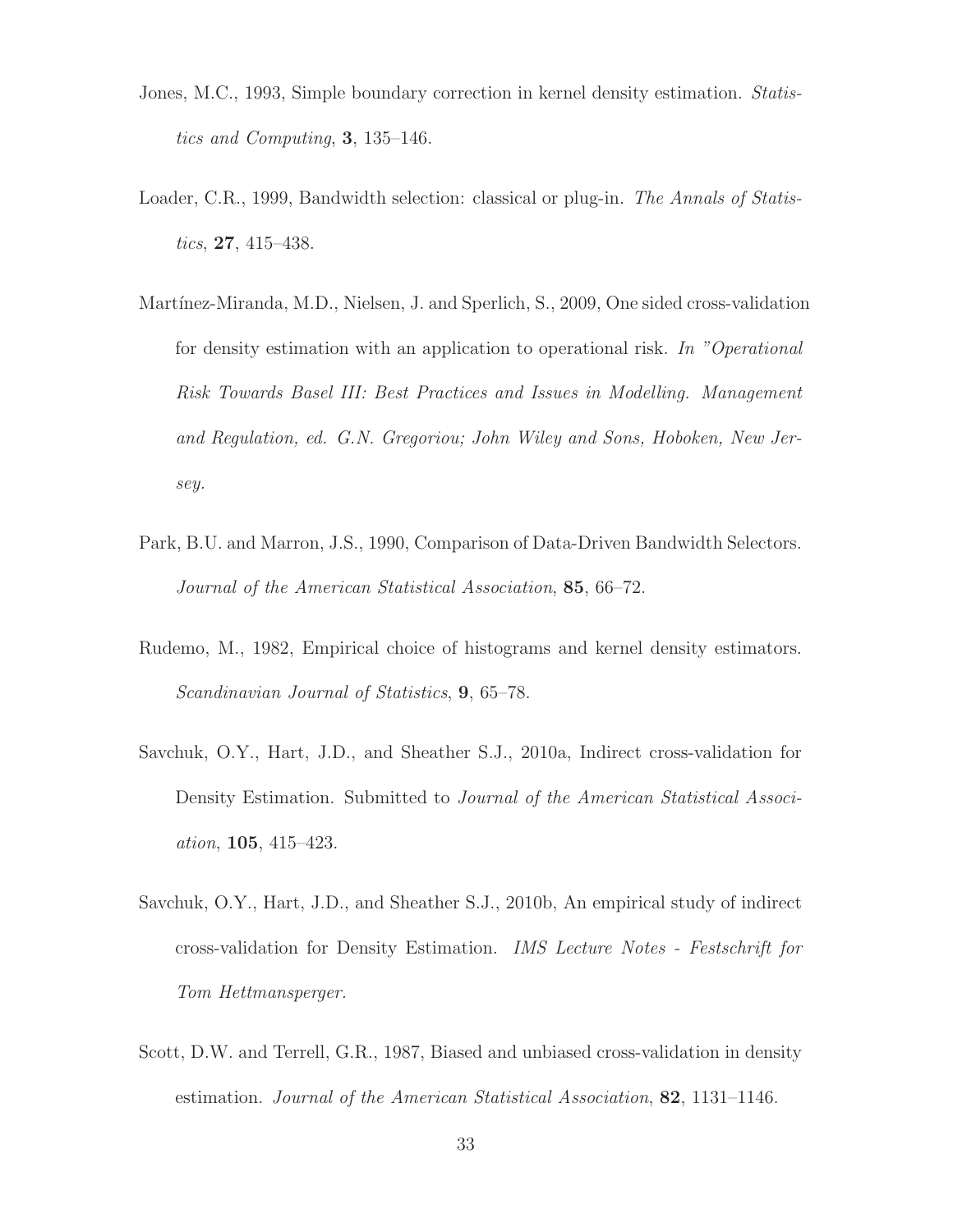Jones, M.C., 1993, Simple boundary correction in kernel density estimation. *Statistics and Computing*, **3**, 135–146.

Loader, C.R., 1999, Bandwidth selection: classical or plug-in. *The Annals of Statistics*, **27**, 415–438.

Martínez-Miranda, M.D., Nielsen, J. and Sperlich, S., 2009, One sided cross-validation for density estimation with an application to operational risk. *In "Operational Risk Towards Basel III: Best Practices and Issues in Modelling. Management and Regulation, ed. G.N. Gregoriou; John Wiley and Sons, Hoboken, New Jersey.*

Park, B.U. and Marron, J.S., 1990, Comparison of Data-Driven Bandwidth Selectors. *Journal of the American Statistical Association*, **85**, 66–72.

Rudemo, M., 1982, Empirical choice of histograms and kernel density estimators. *Scandinavian Journal of Statistics*, **9**, 65–78.

Savchuk, O.Y., Hart, J.D., and Sheather S.J., 2010a, Indirect cross-validation for Density Estimation. Submitted to *Journal of the American Statistical Association*, **105**, 415–423.

Savchuk, O.Y., Hart, J.D., and Sheather S.J., 2010b, An empirical study of indirect cross-validation for Density Estimation. *IMS Lecture Notes - Festschrift for Tom Hettmansperger*.

Scott, D.W. and Terrell, G.R., 1987, Biased and unbiased cross-validation in density estimation. *Journal of the American Statistical Association*, **82**, 1131–1146.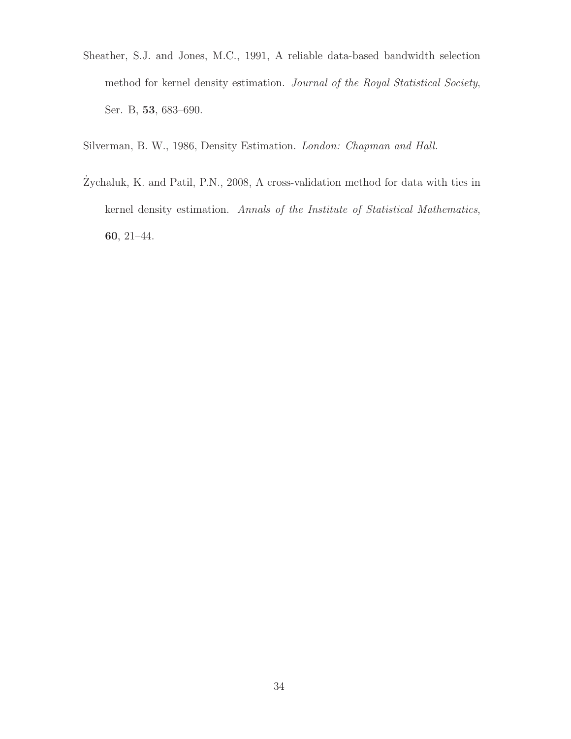Sheather, S.J. and Jones, M.C., 1991, A reliable data-based bandwidth selection method for kernel density estimation. *Journal of the Royal Statistical Society*, Ser. B, **53**, 683–690.

Silverman, B. W., 1986, Density Estimation. *London: Chapman and Hall.*

Żychaluk, K. and Patil, P.N., 2008, A cross-validation method for data with ties in kernel density estimation. *Annals of the Institute of Statistical Mathematics*, **60**, 21–44.